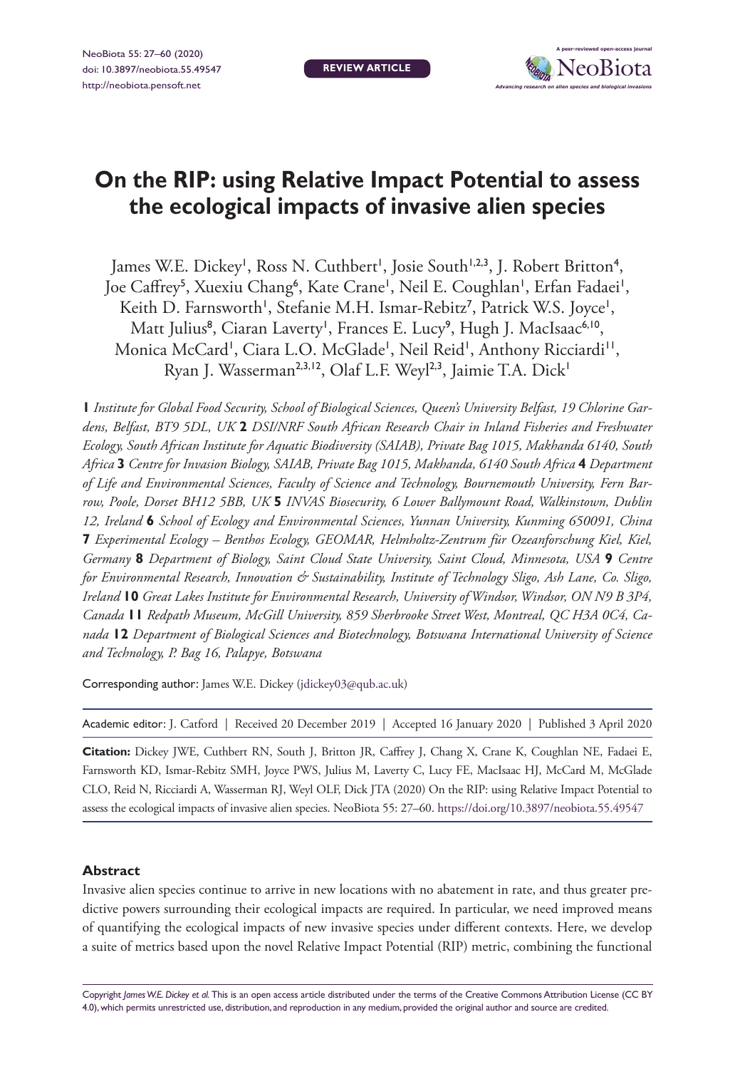**REVIEW ARTICLE**

# On the RIP: using Relative Impact Potential to assess the ecological impacts of invasive alien species

James W.E. Dickey[1], Ross N. Cuthbert[1], Josie South[1,2,3], J. Robert Britton[4], Joe Caffrey[5], Xuexiu Chang[6], Kate Crane[1], Neil E. Coughlan[1], Erfan Fadaei[1], Keith D. Farnsworth[1], Stefanie M.H. Ismar-Rebitz[7], Patrick W.S. Joyce[1], Matt Julius[8], Ciaran Laverty[1], Frances E. Lucy[9], Hugh J. MacIsaac[6,10], Monica McCard[1], Ciara L.O. McGlade[1], Neil Reid[1], Anthony Ricciardi[11], Ryan J. Wasserman[2,3,12], Olaf L.F. Weyl[2,3], Jaimie T.A. Dick[1]

**1** *Institute for Global Food Security, School of Biological Sciences, Queen's University Belfast, 19 Chlorine Gardens, Belfast, BT9 5DL, UK* **2** *DSI/NRF South African Research Chair in Inland Fisheries and Freshwater Ecology, South African Institute for Aquatic Biodiversity (SAIAB), Private Bag 1015, Makhanda 6140, South Africa* **3** *Centre for Invasion Biology, SAIAB, Private Bag 1015, Makhanda, 6140 South Africa* **4** *Department of Life and Environmental Sciences, Faculty of Science and Technology, Bournemouth University, Fern Barrow, Poole, Dorset BH12 5BB, UK* **5** *INVAS Biosecurity, 6 Lower Ballymount Road, Walkinstown, Dublin 12, Ireland* **6** *School of Ecology and Environmental Sciences, Yunnan University, Kunming 650091, China* **7** *Experimental Ecology – Benthos Ecology, GEOMAR, Helmholtz-Zentrum für Ozeanforschung Kiel, Kiel, Germany* **8** *Department of Biology, Saint Cloud State University, Saint Cloud, Minnesota, USA* **9** *Centre for Environmental Research, Innovation & Sustainability, Institute of Technology Sligo, Ash Lane, Co. Sligo, Ireland* **10** *Great Lakes Institute for Environmental Research, University of Windsor, Windsor, ON N9 B 3P4, Canada* **11** *Redpath Museum, McGill University, 859 Sherbrooke Street West, Montreal, QC H3A 0C4, Canada* **12** *Department of Biological Sciences and Biotechnology, Botswana International University of Science and Technology, P. Bag 16, Palapye, Botswana*

Corresponding author: James W.E. Dickey (jdickey03@qub.ac.uk)

Academic editor: J. Catford | Received 20 December 2019 | Accepted 16 January 2020 | Published 3 April 2020

**Citation:** Dickey JWE, Cuthbert RN, South J, Britton JR, Caffrey J, Chang X, Crane K, Coughlan NE, Fadaei E, Farnsworth KD, Ismar-Rebitz SMH, Joyce PWS, Julius M, Laverty C, Lucy FE, MacIsaac HJ, McCard M, McGlade CLO, Reid N, Ricciardi A, Wasserman RJ, Weyl OLF, Dick JTA (2020) On the RIP: using Relative Impact Potential to assess the ecological impacts of invasive alien species. NeoBiota 55: 27–60. https://doi.org/10.3897/neobiota.55.49547

## Abstract

Invasive alien species continue to arrive in new locations with no abatement in rate, and thus greater predictive powers surrounding their ecological impacts are required. In particular, we need improved means of quantifying the ecological impacts of new invasive species under different contexts. Here, we develop a suite of metrics based upon the novel Relative Impact Potential (RIP) metric, combining the functional

Copyright *James W.E. Dickey et al.* This is an open access article distributed under the terms of the Creative Commons Attribution License (CC BY 4.0), which permits unrestricted use, distribution, and reproduction in any medium, provided the original author and source are credited.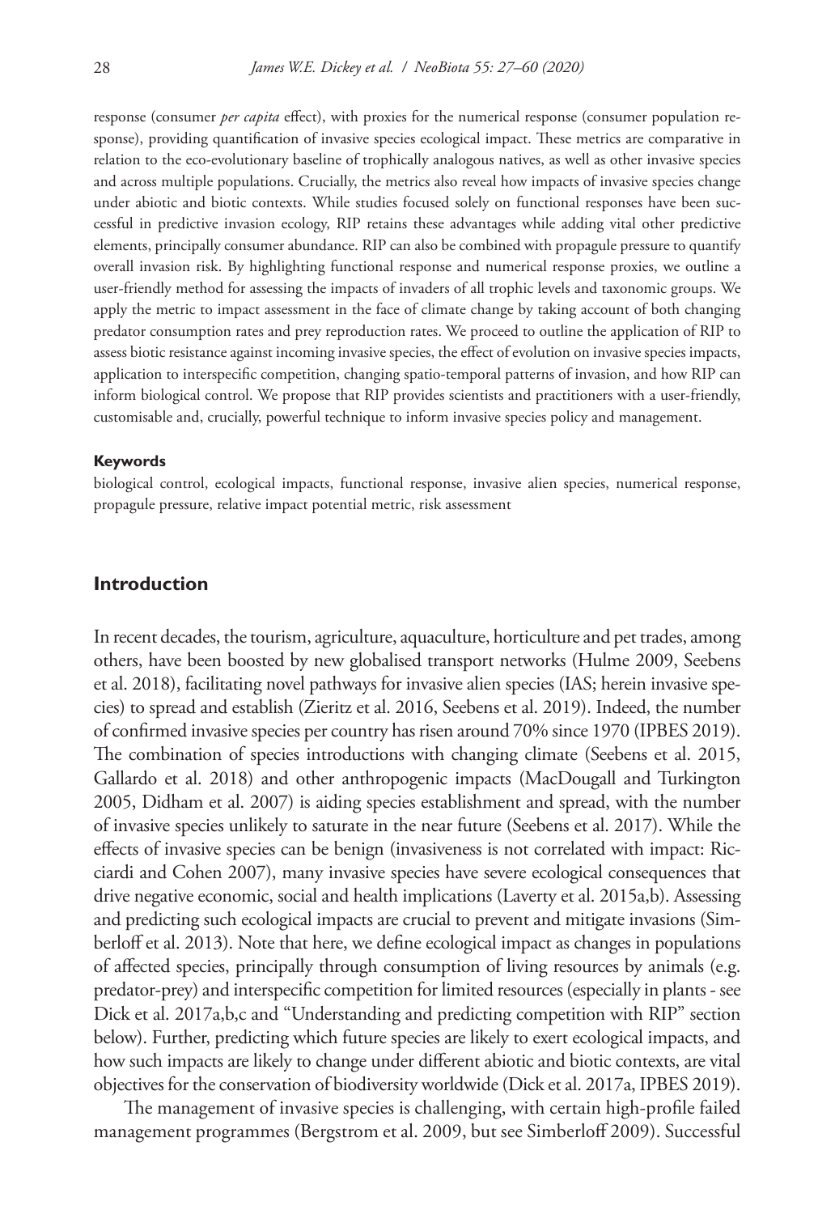response (consumer *per capita* effect), with proxies for the numerical response (consumer population response), providing quantification of invasive species ecological impact. These metrics are comparative in relation to the eco-evolutionary baseline of trophically analogous natives, as well as other invasive species and across multiple populations. Crucially, the metrics also reveal how impacts of invasive species change under abiotic and biotic contexts. While studies focused solely on functional responses have been successful in predictive invasion ecology, RIP retains these advantages while adding vital other predictive elements, principally consumer abundance. RIP can also be combined with propagule pressure to quantify overall invasion risk. By highlighting functional response and numerical response proxies, we outline a user-friendly method for assessing the impacts of invaders of all trophic levels and taxonomic groups. We apply the metric to impact assessment in the face of climate change by taking account of both changing predator consumption rates and prey reproduction rates. We proceed to outline the application of RIP to assess biotic resistance against incoming invasive species, the effect of evolution on invasive species impacts, application to interspecific competition, changing spatio-temporal patterns of invasion, and how RIP can inform biological control. We propose that RIP provides scientists and practitioners with a user-friendly, customisable and, crucially, powerful technique to inform invasive species policy and management.

#### Keywords

biological control, ecological impacts, functional response, invasive alien species, numerical response, propagule pressure, relative impact potential metric, risk assessment

## Introduction

In recent decades, the tourism, agriculture, aquaculture, horticulture and pet trades, among others, have been boosted by new globalised transport networks (Hulme 2009, Seebens et al. 2018), facilitating novel pathways for invasive alien species (IAS; herein invasive species) to spread and establish (Zieritz et al. 2016, Seebens et al. 2019). Indeed, the number of confirmed invasive species per country has risen around 70% since 1970 (IPBES 2019). The combination of species introductions with changing climate (Seebens et al. 2015, Gallardo et al. 2018) and other anthropogenic impacts (MacDougall and Turkington 2005, Didham et al. 2007) is aiding species establishment and spread, with the number of invasive species unlikely to saturate in the near future (Seebens et al. 2017). While the effects of invasive species can be benign (invasiveness is not correlated with impact: Ricciardi and Cohen 2007), many invasive species have severe ecological consequences that drive negative economic, social and health implications (Laverty et al. 2015a,b). Assessing and predicting such ecological impacts are crucial to prevent and mitigate invasions (Simberloff et al. 2013). Note that here, we define ecological impact as changes in populations of affected species, principally through consumption of living resources by animals (e.g. predator-prey) and interspecific competition for limited resources (especially in plants - see Dick et al. 2017a,b,c and "Understanding and predicting competition with RIP" section below). Further, predicting which future species are likely to exert ecological impacts, and how such impacts are likely to change under different abiotic and biotic contexts, are vital objectives for the conservation of biodiversity worldwide (Dick et al. 2017a, IPBES 2019).

The management of invasive species is challenging, with certain high-profile failed management programmes (Bergstrom et al. 2009, but see Simberloff 2009). Successful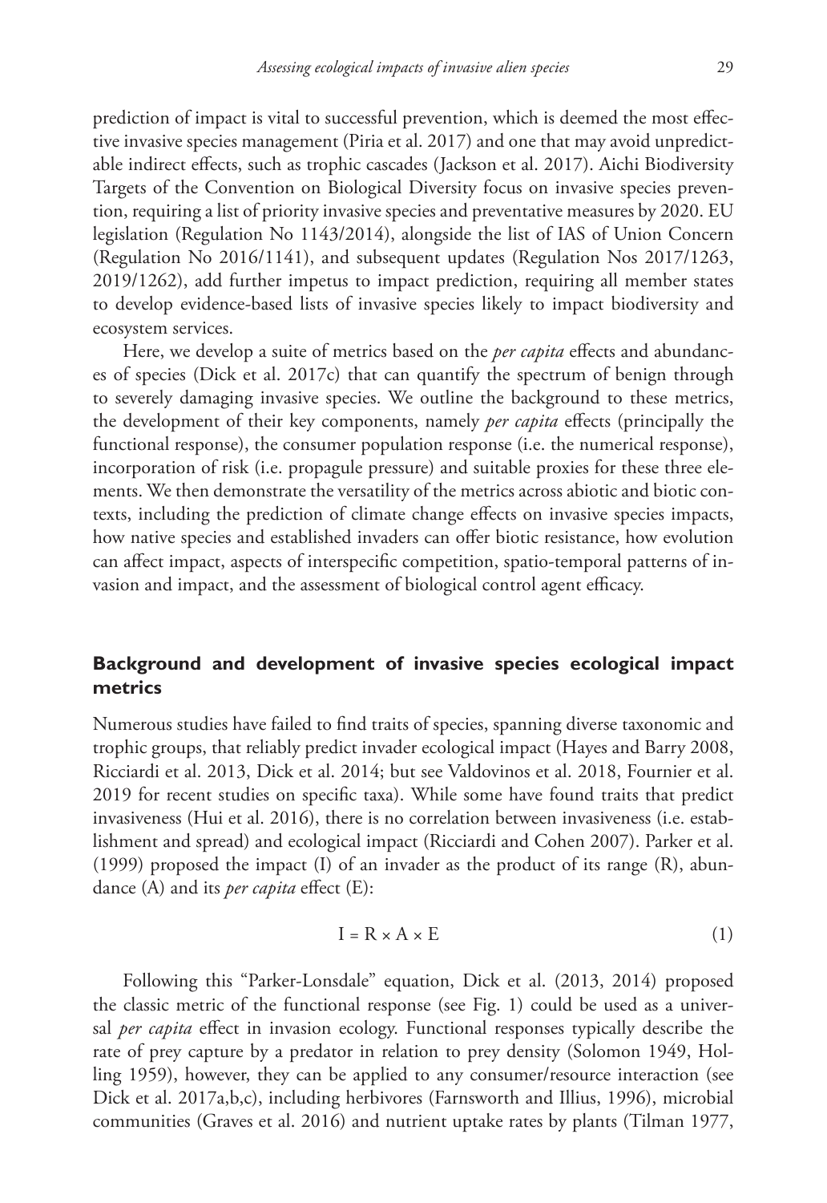prediction of impact is vital to successful prevention, which is deemed the most effective invasive species management (Piria et al. 2017) and one that may avoid unpredictable indirect effects, such as trophic cascades (Jackson et al. 2017). Aichi Biodiversity Targets of the Convention on Biological Diversity focus on invasive species prevention, requiring a list of priority invasive species and preventative measures by 2020. EU legislation (Regulation No 1143/2014), alongside the list of IAS of Union Concern (Regulation No 2016/1141), and subsequent updates (Regulation Nos 2017/1263, 2019/1262), add further impetus to impact prediction, requiring all member states to develop evidence-based lists of invasive species likely to impact biodiversity and ecosystem services.

Here, we develop a suite of metrics based on the *per capita* effects and abundances of species (Dick et al. 2017c) that can quantify the spectrum of benign through to severely damaging invasive species. We outline the background to these metrics, the development of their key components, namely *per capita* effects (principally the functional response), the consumer population response (i.e. the numerical response), incorporation of risk (i.e. propagule pressure) and suitable proxies for these three elements. We then demonstrate the versatility of the metrics across abiotic and biotic contexts, including the prediction of climate change effects on invasive species impacts, how native species and established invaders can offer biotic resistance, how evolution can affect impact, aspects of interspecific competition, spatio-temporal patterns of invasion and impact, and the assessment of biological control agent efficacy.

## Background and development of invasive species ecological impact metrics

Numerous studies have failed to find traits of species, spanning diverse taxonomic and trophic groups, that reliably predict invader ecological impact (Hayes and Barry 2008, Ricciardi et al. 2013, Dick et al. 2014; but see Valdovinos et al. 2018, Fournier et al. 2019 for recent studies on specific taxa). While some have found traits that predict invasiveness (Hui et al. 2016), there is no correlation between invasiveness (i.e. establishment and spread) and ecological impact (Ricciardi and Cohen 2007). Parker et al. (1999) proposed the impact (I) of an invader as the product of its range (R), abundance (A) and its *per capita* effect (E):

$$I = R \times A \times E \tag{1}$$

Following this "Parker-Lonsdale" equation, Dick et al. (2013, 2014) proposed the classic metric of the functional response (see Fig. 1) could be used as a universal *per capita* effect in invasion ecology. Functional responses typically describe the rate of prey capture by a predator in relation to prey density (Solomon 1949, Holling 1959), however, they can be applied to any consumer/resource interaction (see Dick et al. 2017a,b,c), including herbivores (Farnsworth and Illius, 1996), microbial communities (Graves et al. 2016) and nutrient uptake rates by plants (Tilman 1977,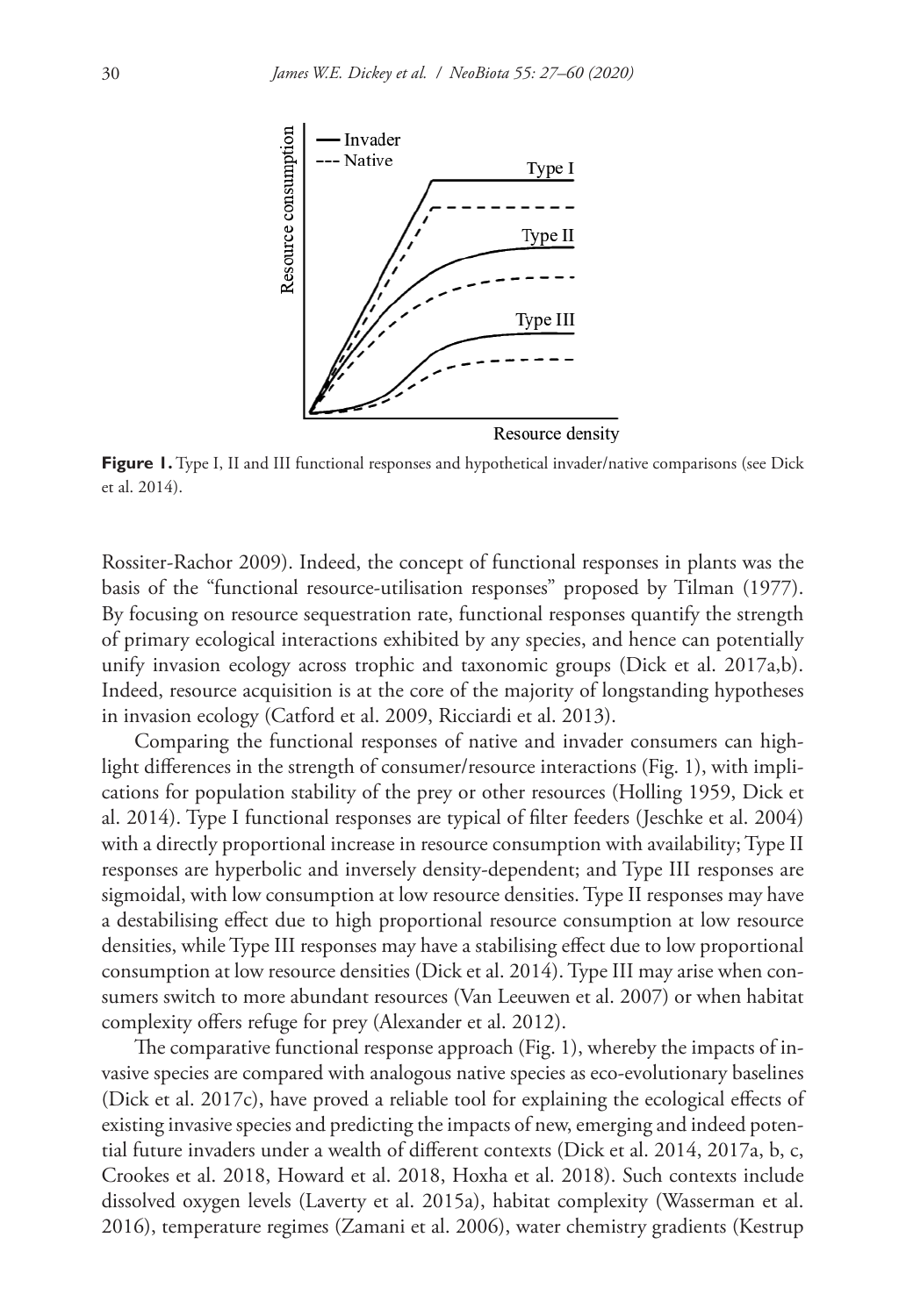**Figure 1.** Type I, II and III functional responses and hypothetical invader/native comparisons (see Dick et al. 2014).

Rossiter-Rachor 2009). Indeed, the concept of functional responses in plants was the basis of the "functional resource-utilisation responses" proposed by Tilman (1977). By focusing on resource sequestration rate, functional responses quantify the strength of primary ecological interactions exhibited by any species, and hence can potentially unify invasion ecology across trophic and taxonomic groups (Dick et al. 2017a,b). Indeed, resource acquisition is at the core of the majority of longstanding hypotheses in invasion ecology (Catford et al. 2009, Ricciardi et al. 2013).

Comparing the functional responses of native and invader consumers can highlight differences in the strength of consumer/resource interactions (Fig. 1), with implications for population stability of the prey or other resources (Holling 1959, Dick et al. 2014). Type I functional responses are typical of filter feeders (Jeschke et al. 2004) with a directly proportional increase in resource consumption with availability; Type II responses are hyperbolic and inversely density-dependent; and Type III responses are sigmoidal, with low consumption at low resource densities. Type II responses may have a destabilising effect due to high proportional resource consumption at low resource densities, while Type III responses may have a stabilising effect due to low proportional consumption at low resource densities (Dick et al. 2014). Type III may arise when consumers switch to more abundant resources (Van Leeuwen et al. 2007) or when habitat complexity offers refuge for prey (Alexander et al. 2012).

The comparative functional response approach (Fig. 1), whereby the impacts of invasive species are compared with analogous native species as eco-evolutionary baselines (Dick et al. 2017c), have proved a reliable tool for explaining the ecological effects of existing invasive species and predicting the impacts of new, emerging and indeed potential future invaders under a wealth of different contexts (Dick et al. 2014, 2017a, b, c, Crookes et al. 2018, Howard et al. 2018, Hoxha et al. 2018). Such contexts include dissolved oxygen levels (Laverty et al. 2015a), habitat complexity (Wasserman et al. 2016), temperature regimes (Zamani et al. 2006), water chemistry gradients (Kestrup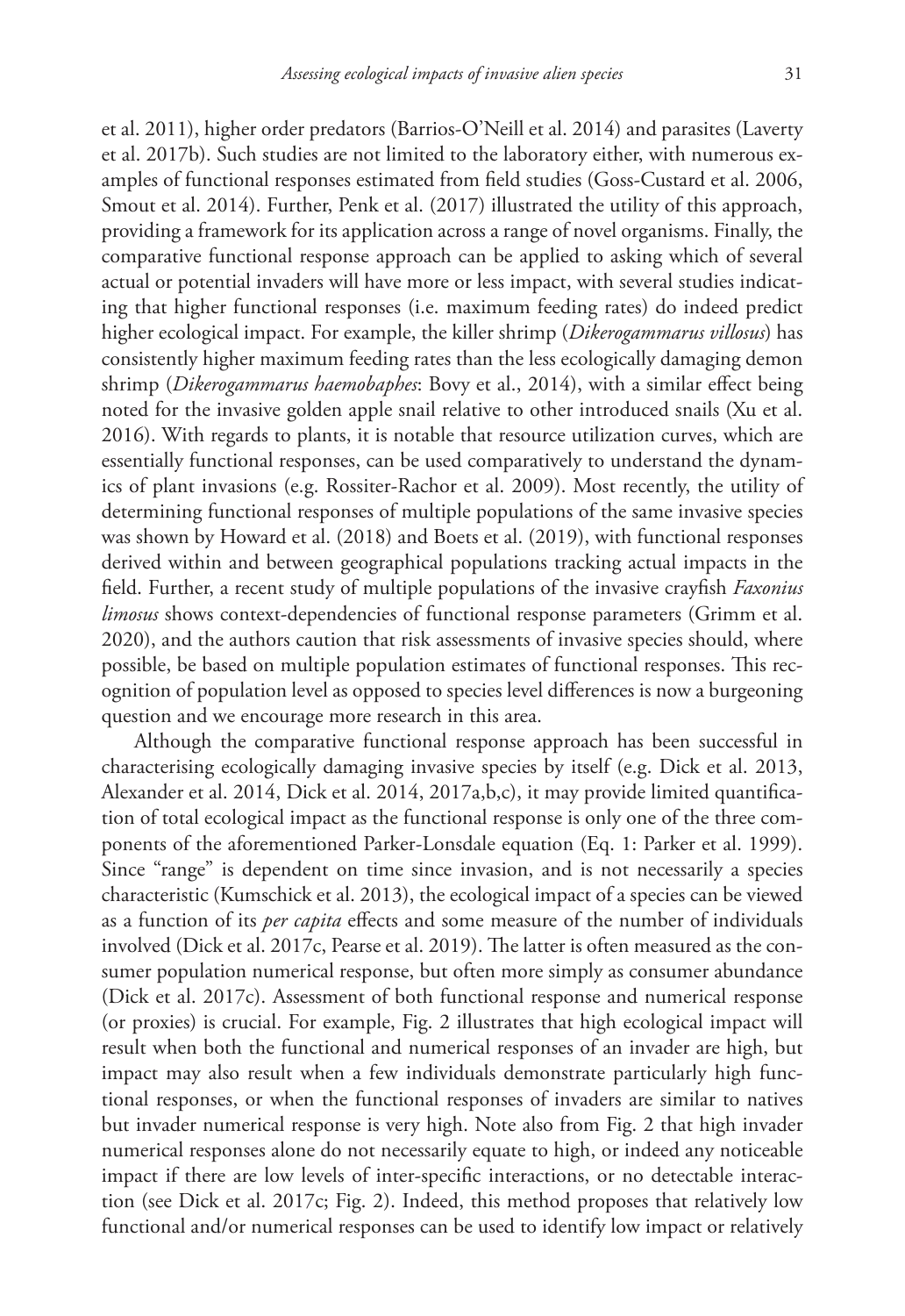et al. 2011), higher order predators (Barrios-O'Neill et al. 2014) and parasites (Laverty et al. 2017b). Such studies are not limited to the laboratory either, with numerous examples of functional responses estimated from field studies (Goss-Custard et al. 2006, Smout et al. 2014). Further, Penk et al. (2017) illustrated the utility of this approach, providing a framework for its application across a range of novel organisms. Finally, the comparative functional response approach can be applied to asking which of several actual or potential invaders will have more or less impact, with several studies indicating that higher functional responses (i.e. maximum feeding rates) do indeed predict higher ecological impact. For example, the killer shrimp (*Dikerogammarus villosus*) has consistently higher maximum feeding rates than the less ecologically damaging demon shrimp (*Dikerogammarus haemobaphes*: Bovy et al., 2014), with a similar effect being noted for the invasive golden apple snail relative to other introduced snails (Xu et al. 2016). With regards to plants, it is notable that resource utilization curves, which are essentially functional responses, can be used comparatively to understand the dynamics of plant invasions (e.g. Rossiter-Rachor et al. 2009). Most recently, the utility of determining functional responses of multiple populations of the same invasive species was shown by Howard et al. (2018) and Boets et al. (2019), with functional responses derived within and between geographical populations tracking actual impacts in the field. Further, a recent study of multiple populations of the invasive crayfish *Faxonius limosus* shows context-dependencies of functional response parameters (Grimm et al. 2020), and the authors caution that risk assessments of invasive species should, where possible, be based on multiple population estimates of functional responses. This recognition of population level as opposed to species level differences is now a burgeoning question and we encourage more research in this area.

Although the comparative functional response approach has been successful in characterising ecologically damaging invasive species by itself (e.g. Dick et al. 2013, Alexander et al. 2014, Dick et al. 2014, 2017a,b,c), it may provide limited quantification of total ecological impact as the functional response is only one of the three components of the aforementioned Parker-Lonsdale equation (Eq. 1: Parker et al. 1999). Since "range" is dependent on time since invasion, and is not necessarily a species characteristic (Kumschick et al. 2013), the ecological impact of a species can be viewed as a function of its *per capita* effects and some measure of the number of individuals involved (Dick et al. 2017c, Pearse et al. 2019). The latter is often measured as the consumer population numerical response, but often more simply as consumer abundance (Dick et al. 2017c). Assessment of both functional response and numerical response (or proxies) is crucial. For example, Fig. 2 illustrates that high ecological impact will result when both the functional and numerical responses of an invader are high, but impact may also result when a few individuals demonstrate particularly high functional responses, or when the functional responses of invaders are similar to natives but invader numerical response is very high. Note also from Fig. 2 that high invader numerical responses alone do not necessarily equate to high, or indeed any noticeable impact if there are low levels of inter-specific interactions, or no detectable interaction (see Dick et al. 2017c; Fig. 2). Indeed, this method proposes that relatively low functional and/or numerical responses can be used to identify low impact or relatively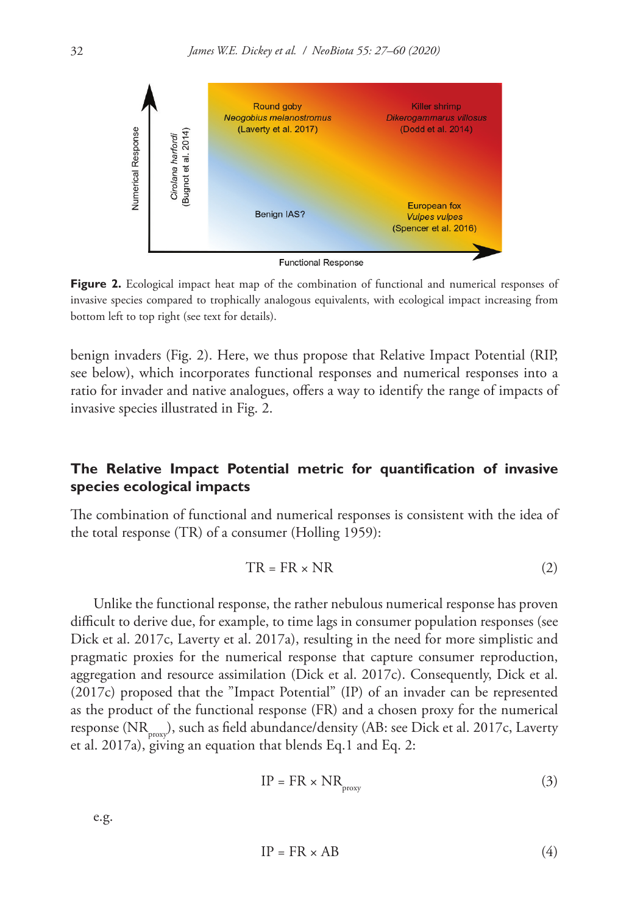**Figure 2.** Ecological impact heat map of the combination of functional and numerical responses of invasive species compared to trophically analogous equivalents, with ecological impact increasing from bottom left to top right (see text for details).

benign invaders (Fig. 2). Here, we thus propose that Relative Impact Potential (RIP, see below), which incorporates functional responses and numerical responses into a ratio for invader and native analogues, offers a way to identify the range of impacts of invasive species illustrated in Fig. 2.

## The Relative Impact Potential metric for quantification of invasive species ecological impacts

The combination of functional and numerical responses is consistent with the idea of the total response (TR) of a consumer (Holling 1959):

$$TR = FR \times NR \tag{2}$$

Unlike the functional response, the rather nebulous numerical response has proven difficult to derive due, for example, to time lags in consumer population responses (see Dick et al. 2017c, Laverty et al. 2017a), resulting in the need for more simplistic and pragmatic proxies for the numerical response that capture consumer reproduction, aggregation and resource assimilation (Dick et al. 2017c). Consequently, Dick et al. (2017c) proposed that the "Impact Potential" (IP) of an invader can be represented as the product of the functional response (FR) and a chosen proxy for the numerical response ($NR_{proxy}$), such as field abundance/density (AB: see Dick et al. 2017c, Laverty et al. 2017a), giving an equation that blends Eq.1 and Eq. 2:

$$IP = FR \times NR_{proxy} \tag{3}$$

e.g.

$$IP = FR \times AB \tag{4}$$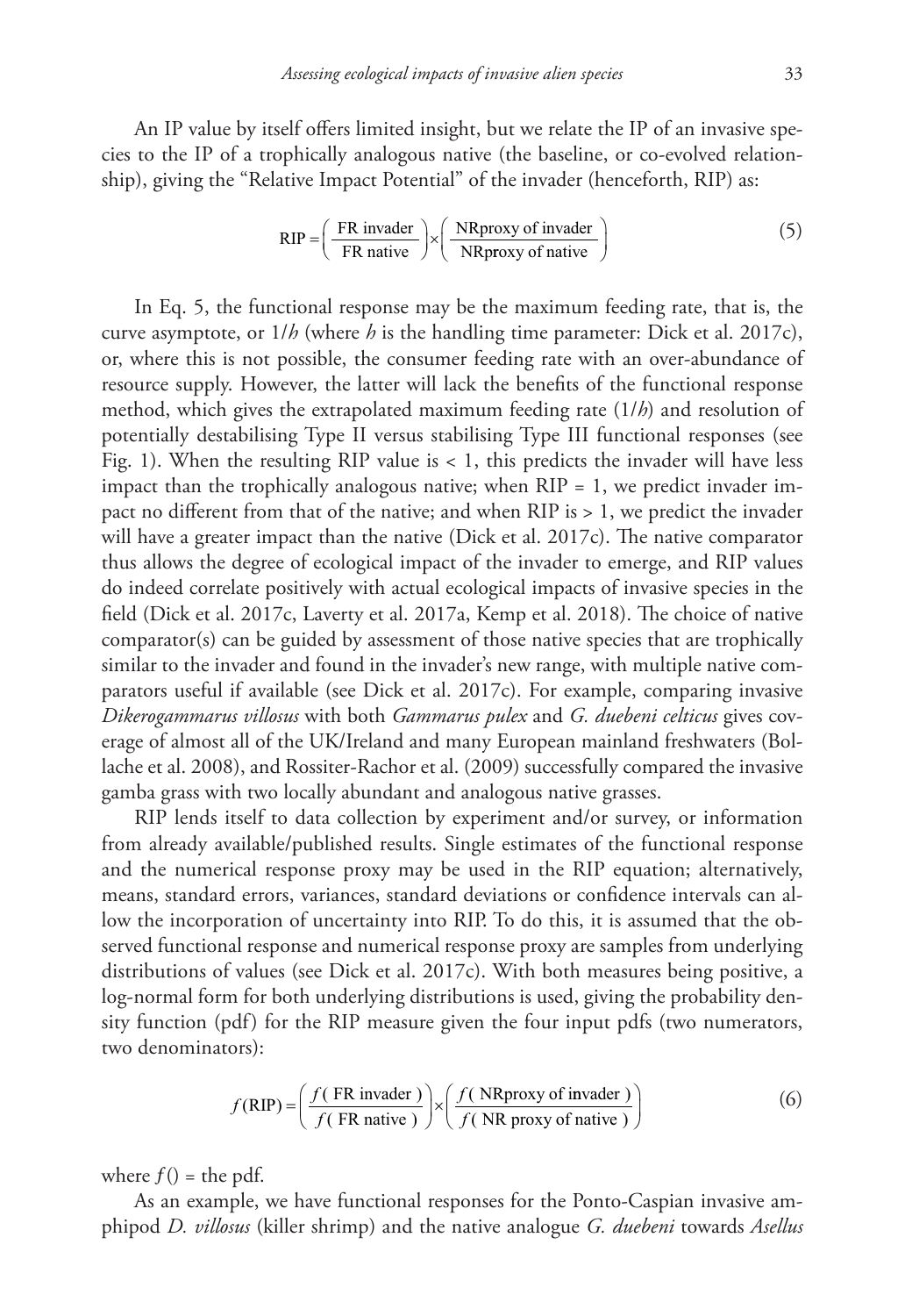An IP value by itself offers limited insight, but we relate the IP of an invasive species to the IP of a trophically analogous native (the baseline, or co-evolved relationship), giving the "Relative Impact Potential" of the invader (henceforth, RIP) as:

$$\text{RIP} = \left( \frac{\text{FR invader}}{\text{FR native}} \right) \times \left( \frac{\text{NRproxy of invader}}{\text{NRproxy of native}} \right) \tag{5}$$

In Eq. 5, the functional response may be the maximum feeding rate, that is, the curve asymptote, or $1/h$ (where $h$ is the handling time parameter: Dick et al. 2017c), or, where this is not possible, the consumer feeding rate with an over-abundance of resource supply. However, the latter will lack the benefits of the functional response method, which gives the extrapolated maximum feeding rate ($1/h$) and resolution of potentially destabilising Type II versus stabilising Type III functional responses (see Fig. 1). When the resulting RIP value is < 1, this predicts the invader will have less impact than the trophically analogous native; when RIP = 1, we predict invader impact no different from that of the native; and when RIP is > 1, we predict the invader will have a greater impact than the native (Dick et al. 2017c). The native comparator thus allows the degree of ecological impact of the invader to emerge, and RIP values do indeed correlate positively with actual ecological impacts of invasive species in the field (Dick et al. 2017c, Laverty et al. 2017a, Kemp et al. 2018). The choice of native comparator(s) can be guided by assessment of those native species that are trophically similar to the invader and found in the invader's new range, with multiple native comparators useful if available (see Dick et al. 2017c). For example, comparing invasive *Dikerogammarus villosus* with both *Gammarus pulex* and *G. duebeni celticus* gives coverage of almost all of the UK/Ireland and many European mainland freshwaters (Bollache et al. 2008), and Rossiter-Rachor et al. (2009) successfully compared the invasive gamba grass with two locally abundant and analogous native grasses.

RIP lends itself to data collection by experiment and/or survey, or information from already available/published results. Single estimates of the functional response and the numerical response proxy may be used in the RIP equation; alternatively, means, standard errors, variances, standard deviations or confidence intervals can allow the incorporation of uncertainty into RIP. To do this, it is assumed that the observed functional response and numerical response proxy are samples from underlying distributions of values (see Dick et al. 2017c). With both measures being positive, a log-normal form for both underlying distributions is used, giving the probability density function (pdf) for the RIP measure given the four input pdfs (two numerators, two denominators):

$$f(\text{RIP}) = \left( \frac{f(\text{ FR invader })}{f(\text{ FR native })} \right) \times \left( \frac{f(\text{ NRproxy of invader })}{f(\text{ NR proxy of native })} \right) \tag{6}$$

where $f()$ = the pdf.

As an example, we have functional responses for the Ponto-Caspian invasive amphipod *D. villosus* (killer shrimp) and the native analogue *G. duebeni* towards *Asellus*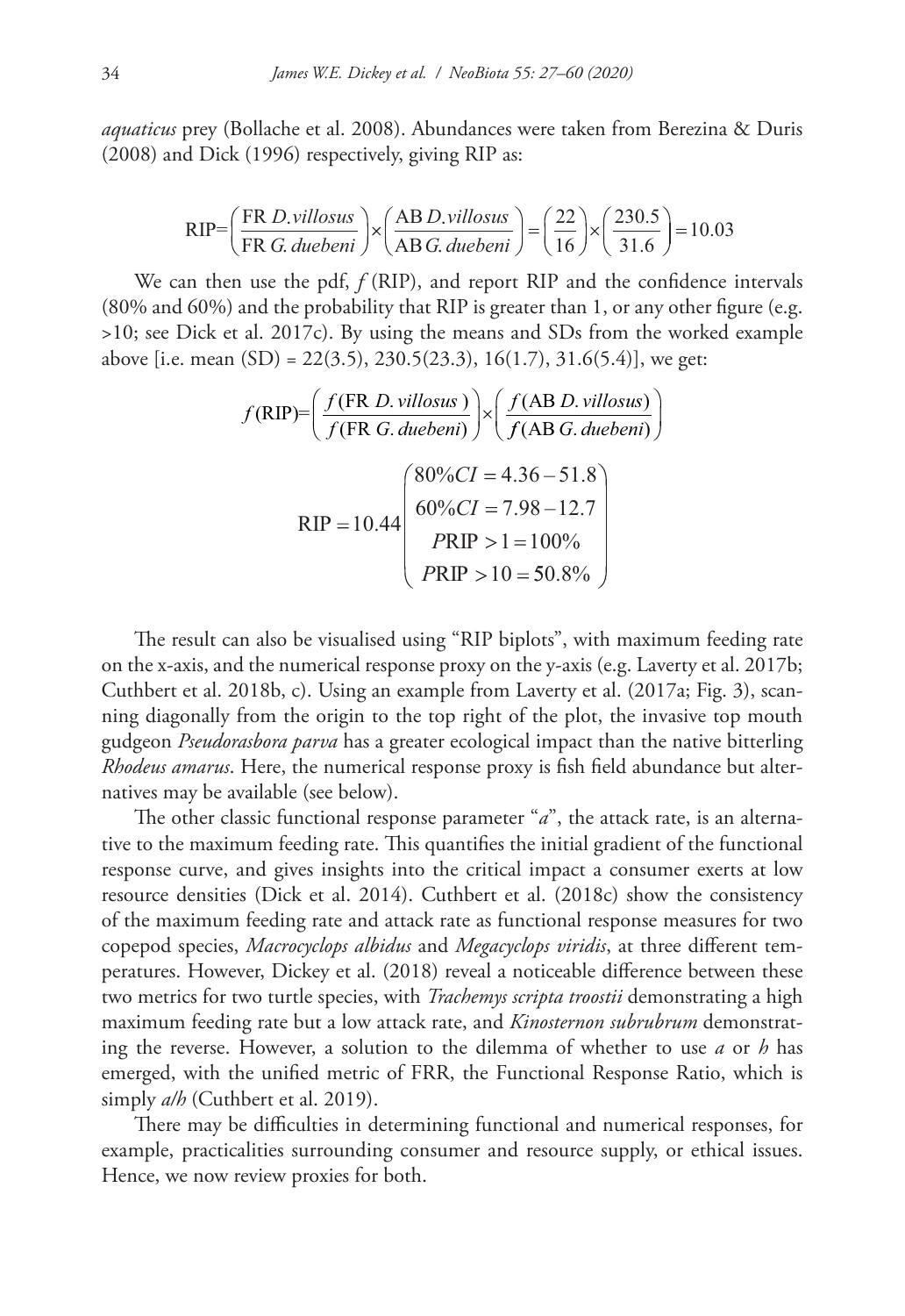*aquaticus* prey (Bollache et al. 2008). Abundances were taken from Berezina & Duris (2008) and Dick (1996) respectively, giving RIP as:

$$\text{RIP}=\left(\frac{\text{FR } D.villosus}{\text{FR } G.\,duebeni}\right)\times\left(\frac{\text{AB } D.villosus}{\text{AB } G.\,duebeni}\right)=\left(\frac{22}{16}\right)\times\left(\frac{230.5}{31.6}\right)=10.03$$

We can then use the pdf, $f$(RIP), and report RIP and the confidence intervals (80% and 60%) and the probability that RIP is greater than 1, or any other figure (e.g. >10; see Dick et al. 2017c). By using the means and SDs from the worked example above [i.e. mean (SD) = 22(3.5), 230.5(23.3), 16(1.7), 31.6(5.4)], we get:

$$f(\text{RIP})=\left(\frac{f(\text{FR } D.\,villosus\,)}{f(\text{FR } G.\,duebeni)}\right)\times\left(\frac{f(\text{AB } D.\,villosus)}{f(\text{AB } G.\,duebeni)}\right)$$

$$\text{RIP}=10.44\begin{pmatrix}80\%CI=4.36-51.8\\ 60\%CI=7.98-12.7\\ P\text{RIP}>1=100\%\\ P\text{RIP}>10=50.8\%\end{pmatrix}$$

The result can also be visualised using "RIP biplots", with maximum feeding rate on the x-axis, and the numerical response proxy on the y-axis (e.g. Laverty et al. 2017b; Cuthbert et al. 2018b, c). Using an example from Laverty et al. (2017a; Fig. 3), scanning diagonally from the origin to the top right of the plot, the invasive top mouth gudgeon *Pseudorasbora parva* has a greater ecological impact than the native bitterling *Rhodeus amarus*. Here, the numerical response proxy is fish field abundance but alternatives may be available (see below).

The other classic functional response parameter "*a*", the attack rate, is an alternative to the maximum feeding rate. This quantifies the initial gradient of the functional response curve, and gives insights into the critical impact a consumer exerts at low resource densities (Dick et al. 2014). Cuthbert et al. (2018c) show the consistency of the maximum feeding rate and attack rate as functional response measures for two copepod species, *Macrocyclops albidus* and *Megacyclops viridis*, at three different temperatures. However, Dickey et al. (2018) reveal a noticeable difference between these two metrics for two turtle species, with *Trachemys scripta troostii* demonstrating a high maximum feeding rate but a low attack rate, and *Kinosternon subrubrum* demonstrating the reverse. However, a solution to the dilemma of whether to use *a* or *h* has emerged, with the unified metric of FRR, the Functional Response Ratio, which is simply *a*/*h* (Cuthbert et al. 2019).

There may be difficulties in determining functional and numerical responses, for example, practicalities surrounding consumer and resource supply, or ethical issues. Hence, we now review proxies for both.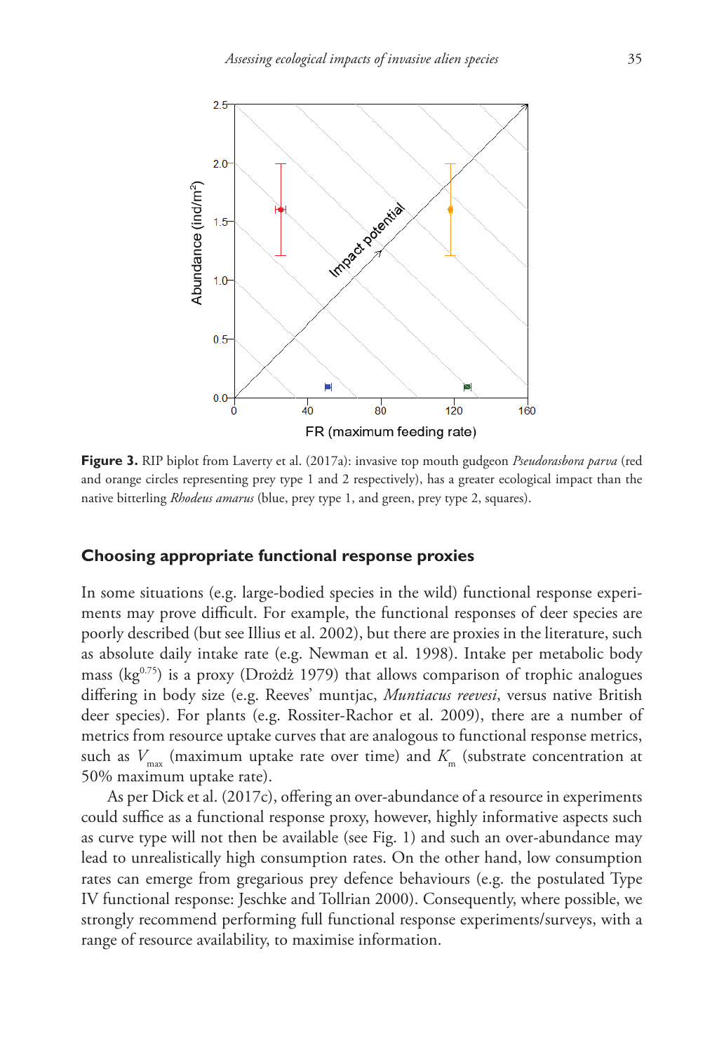**Figure 3.** RIP biplot from Laverty et al. (2017a): invasive top mouth gudgeon *Pseudorasbora parva* (red and orange circles representing prey type 1 and 2 respectively), has a greater ecological impact than the native bitterling *Rhodeus amarus* (blue, prey type 1, and green, prey type 2, squares).

## Choosing appropriate functional response proxies

In some situations (e.g. large-bodied species in the wild) functional response experiments may prove difficult. For example, the functional responses of deer species are poorly described (but see Illius et al. 2002), but there are proxies in the literature, such as absolute daily intake rate (e.g. Newman et al. 1998). Intake per metabolic body mass ($kg^{0.75}$) is a proxy (Drożdż 1979) that allows comparison of trophic analogues differing in body size (e.g. Reeves' muntjac, *Muntiacus reevesi*, versus native British deer species). For plants (e.g. Rossiter-Rachor et al. 2009), there are a number of metrics from resource uptake curves that are analogous to functional response metrics, such as $V_{max}$ (maximum uptake rate over time) and $K_m$ (substrate concentration at 50% maximum uptake rate).

As per Dick et al. (2017c), offering an over-abundance of a resource in experiments could suffice as a functional response proxy, however, highly informative aspects such as curve type will not then be available (see Fig. 1) and such an over-abundance may lead to unrealistically high consumption rates. On the other hand, low consumption rates can emerge from gregarious prey defence behaviours (e.g. the postulated Type IV functional response: Jeschke and Tollrian 2000). Consequently, where possible, we strongly recommend performing full functional response experiments/surveys, with a range of resource availability, to maximise information.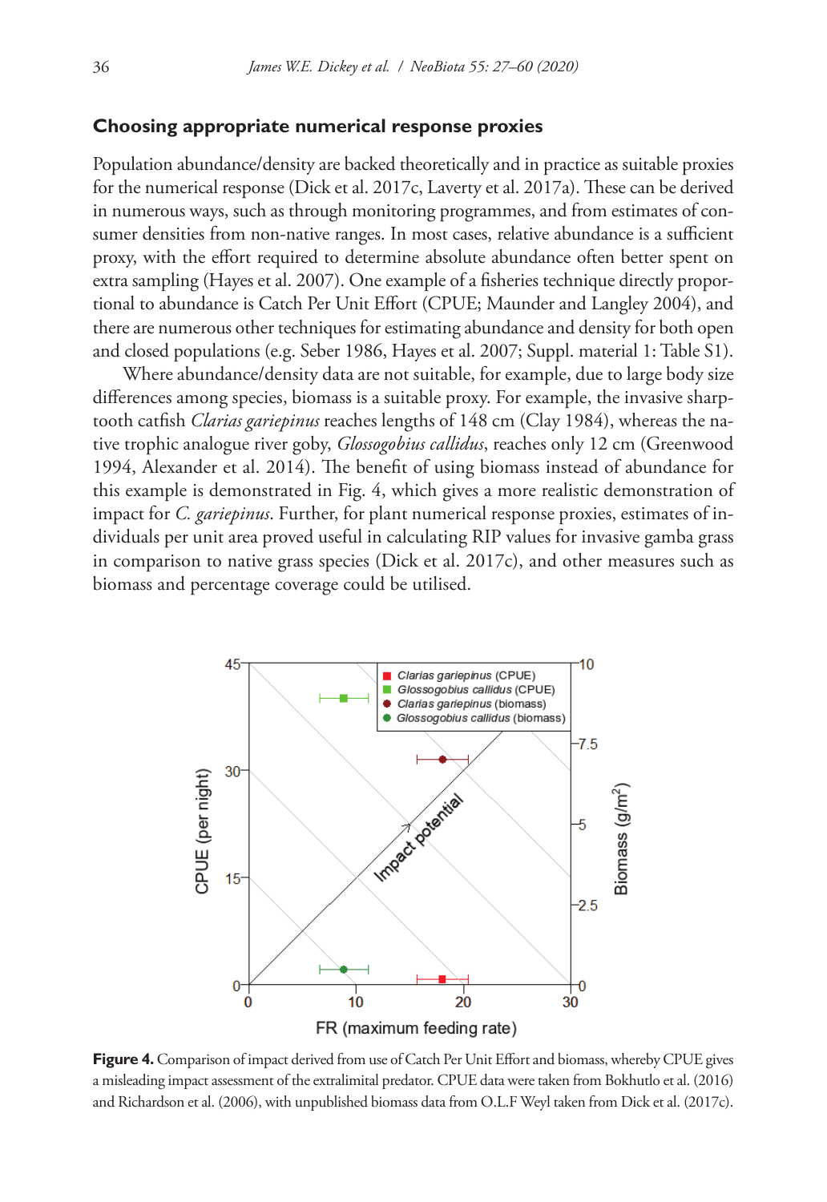## Choosing appropriate numerical response proxies

Population abundance/density are backed theoretically and in practice as suitable proxies for the numerical response (Dick et al. 2017c, Laverty et al. 2017a). These can be derived in numerous ways, such as through monitoring programmes, and from estimates of consumer densities from non-native ranges. In most cases, relative abundance is a sufficient proxy, with the effort required to determine absolute abundance often better spent on extra sampling (Hayes et al. 2007). One example of a fisheries technique directly proportional to abundance is Catch Per Unit Effort (CPUE; Maunder and Langley 2004), and there are numerous other techniques for estimating abundance and density for both open and closed populations (e.g. Seber 1986, Hayes et al. 2007; Suppl. material 1: Table S1).

Where abundance/density data are not suitable, for example, due to large body size differences among species, biomass is a suitable proxy. For example, the invasive sharptooth catfish *Clarias gariepinus* reaches lengths of 148 cm (Clay 1984), whereas the native trophic analogue river goby, *Glossogobius callidus*, reaches only 12 cm (Greenwood 1994, Alexander et al. 2014). The benefit of using biomass instead of abundance for this example is demonstrated in Fig. 4, which gives a more realistic demonstration of impact for *C. gariepinus*. Further, for plant numerical response proxies, estimates of individuals per unit area proved useful in calculating RIP values for invasive gamba grass in comparison to native grass species (Dick et al. 2017c), and other measures such as biomass and percentage coverage could be utilised.

**Figure 4.** Comparison of impact derived from use of Catch Per Unit Effort and biomass, whereby CPUE gives a misleading impact assessment of the extralimital predator. CPUE data were taken from Bokhutlo et al. (2016) and Richardson et al. (2006), with unpublished biomass data from O.L.F Weyl taken from Dick et al. (2017c).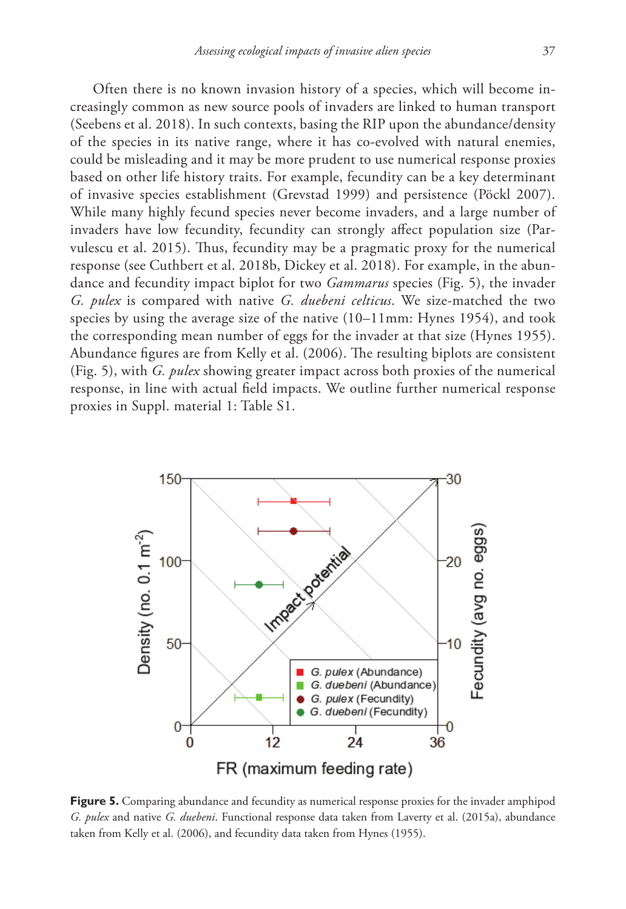Often there is no known invasion history of a species, which will become increasingly common as new source pools of invaders are linked to human transport (Seebens et al. 2018). In such contexts, basing the RIP upon the abundance/density of the species in its native range, where it has co-evolved with natural enemies, could be misleading and it may be more prudent to use numerical response proxies based on other life history traits. For example, fecundity can be a key determinant of invasive species establishment (Grevstad 1999) and persistence (Pöckl 2007). While many highly fecund species never become invaders, and a large number of invaders have low fecundity, fecundity can strongly affect population size (Parvulescu et al. 2015). Thus, fecundity may be a pragmatic proxy for the numerical response (see Cuthbert et al. 2018b, Dickey et al. 2018). For example, in the abundance and fecundity impact biplot for two *Gammarus* species (Fig. 5), the invader *G. pulex* is compared with native *G. duebeni celticus*. We size-matched the two species by using the average size of the native (10–11mm: Hynes 1954), and took the corresponding mean number of eggs for the invader at that size (Hynes 1955). Abundance figures are from Kelly et al. (2006). The resulting biplots are consistent (Fig. 5), with *G. pulex* showing greater impact across both proxies of the numerical response, in line with actual field impacts. We outline further numerical response proxies in Suppl. material 1: Table S1.

**Figure 5.** Comparing abundance and fecundity as numerical response proxies for the invader amphipod *G. pulex* and native *G. duebeni*. Functional response data taken from Laverty et al. (2015a), abundance taken from Kelly et al. (2006), and fecundity data taken from Hynes (1955).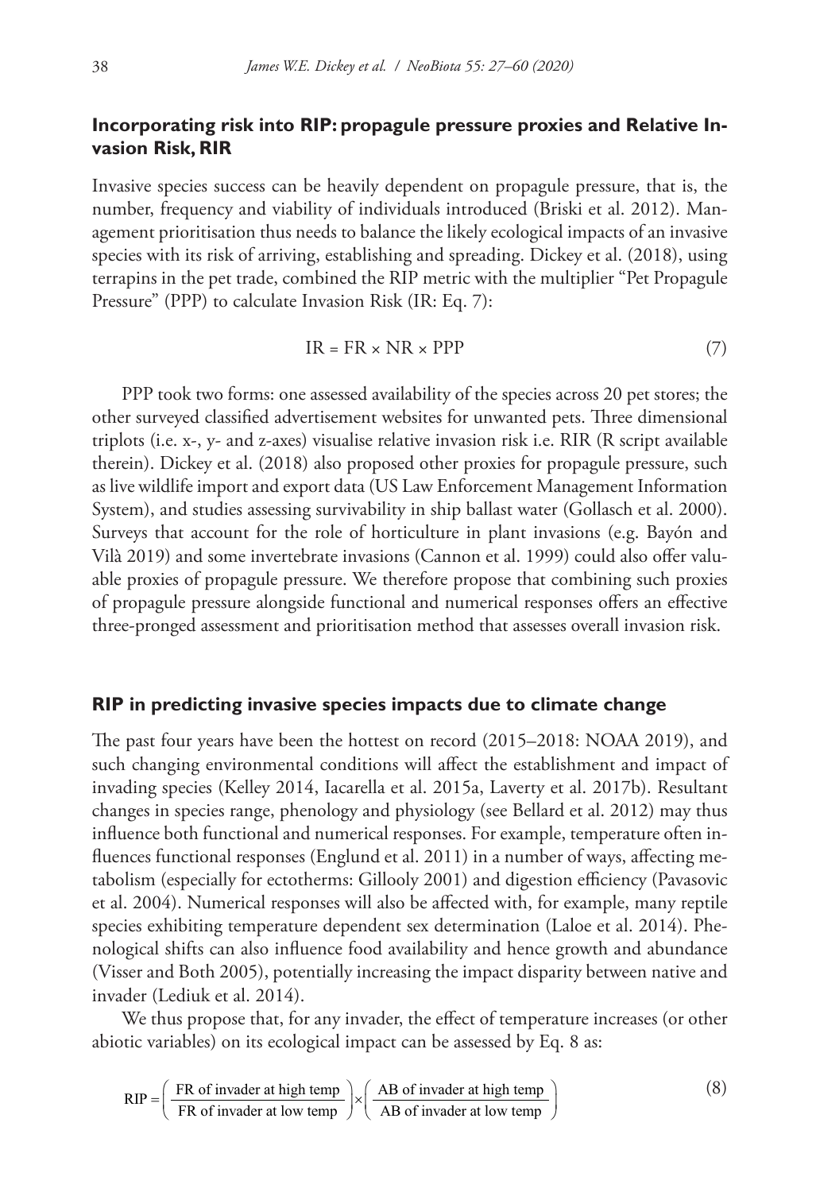### Incorporating risk into RIP: propagule pressure proxies and Relative Invasion Risk, RIR

Invasive species success can be heavily dependent on propagule pressure, that is, the number, frequency and viability of individuals introduced (Briski et al. 2012). Management prioritisation thus needs to balance the likely ecological impacts of an invasive species with its risk of arriving, establishing and spreading. Dickey et al. (2018), using terrapins in the pet trade, combined the RIP metric with the multiplier "Pet Propagule Pressure" (PPP) to calculate Invasion Risk (IR: Eq. 7):

$$\text{IR} = \text{FR} \times \text{NR} \times \text{PPP} \tag{7}$$

PPP took two forms: one assessed availability of the species across 20 pet stores; the other surveyed classified advertisement websites for unwanted pets. Three dimensional triplots (i.e. x-, y- and z-axes) visualise relative invasion risk i.e. RIR (R script available therein). Dickey et al. (2018) also proposed other proxies for propagule pressure, such as live wildlife import and export data (US Law Enforcement Management Information System), and studies assessing survivability in ship ballast water (Gollasch et al. 2000). Surveys that account for the role of horticulture in plant invasions (e.g. Bayón and Vilà 2019) and some invertebrate invasions (Cannon et al. 1999) could also offer valuable proxies of propagule pressure. We therefore propose that combining such proxies of propagule pressure alongside functional and numerical responses offers an effective three-pronged assessment and prioritisation method that assesses overall invasion risk.

### RIP in predicting invasive species impacts due to climate change

The past four years have been the hottest on record (2015–2018: NOAA 2019), and such changing environmental conditions will affect the establishment and impact of invading species (Kelley 2014, Iacarella et al. 2015a, Laverty et al. 2017b). Resultant changes in species range, phenology and physiology (see Bellard et al. 2012) may thus influence both functional and numerical responses. For example, temperature often influences functional responses (Englund et al. 2011) in a number of ways, affecting metabolism (especially for ectotherms: Gillooly 2001) and digestion efficiency (Pavasovic et al. 2004). Numerical responses will also be affected with, for example, many reptile species exhibiting temperature dependent sex determination (Laloe et al. 2014). Phenological shifts can also influence food availability and hence growth and abundance (Visser and Both 2005), potentially increasing the impact disparity between native and invader (Lediuk et al. 2014).

We thus propose that, for any invader, the effect of temperature increases (or other abiotic variables) on its ecological impact can be assessed by Eq. 8 as:

$$\text{RIP} = \left( \frac{\text{FR of invader at high temp}}{\text{FR of invader at low temp}} \right) \times \left( \frac{\text{AB of invader at high temp}}{\text{AB of invader at low temp}} \right) \tag{8}$$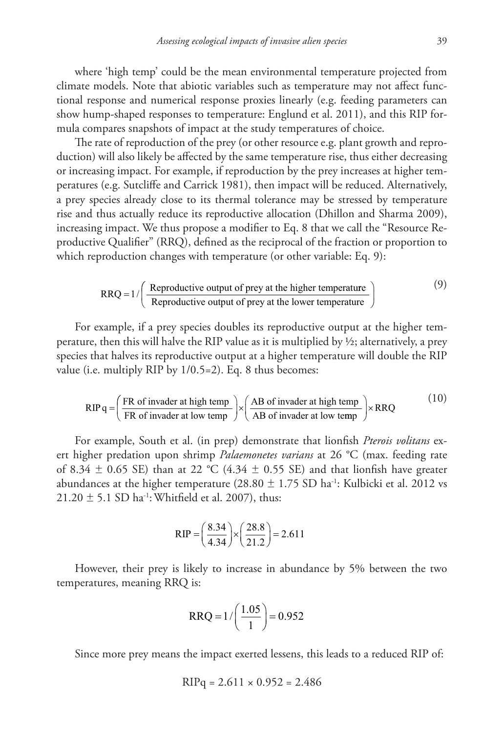where 'high temp' could be the mean environmental temperature projected from climate models. Note that abiotic variables such as temperature may not affect functional response and numerical response proxies linearly (e.g. feeding parameters can show hump-shaped responses to temperature: Englund et al. 2011), and this RIP formula compares snapshots of impact at the study temperatures of choice.

The rate of reproduction of the prey (or other resource e.g. plant growth and reproduction) will also likely be affected by the same temperature rise, thus either decreasing or increasing impact. For example, if reproduction by the prey increases at higher temperatures (e.g. Sutcliffe and Carrick 1981), then impact will be reduced. Alternatively, a prey species already close to its thermal tolerance may be stressed by temperature rise and thus actually reduce its reproductive allocation (Dhillon and Sharma 2009), increasing impact. We thus propose a modifier to Eq. 8 that we call the "Resource Reproductive Qualifier" (RRQ), defined as the reciprocal of the fraction or proportion to which reproduction changes with temperature (or other variable: Eq. 9):

$$\text{RRQ} = 1/\left(\frac{\text{Reproductive output of prey at the higher temperature}}{\text{Reproductive output of prey at the lower temperature}}\right) \tag{9}$$

For example, if a prey species doubles its reproductive output at the higher temperature, then this will halve the RIP value as it is multiplied by ½; alternatively, a prey species that halves its reproductive output at a higher temperature will double the RIP value (i.e. multiply RIP by 1/0.5=2). Eq. 8 thus becomes:

$$\text{RIP q} = \left(\frac{\text{FR of invader at high temp}}{\text{FR of invader at low temp}}\right) \times \left(\frac{\text{AB of invader at high temp}}{\text{AB of invader at low temp}}\right) \times \text{RRQ} \tag{10}$$

For example, South et al. (in prep) demonstrate that lionfish *Pterois volitans* exert higher predation upon shrimp *Palaemonetes varians* at 26 °C (max. feeding rate of 8.34 ± 0.65 SE) than at 22 °C (4.34 ± 0.55 SE) and that lionfish have greater abundances at the higher temperature (28.80 ± 1.75 SD $ha^{-1}$: Kulbicki et al. 2012 vs 21.20 ± 5.1 SD $ha^{-1}$: Whitfield et al. 2007), thus:

$$\text{RIP} = \left(\frac{8.34}{4.34}\right) \times \left(\frac{28.8}{21.2}\right) = 2.611$$

However, their prey is likely to increase in abundance by 5% between the two temperatures, meaning RRQ is:

$$\text{RRQ} = 1/\left(\frac{1.05}{1}\right) = 0.952$$

Since more prey means the impact exerted lessens, this leads to a reduced RIP of:

$$\text{RIPq} = 2.611 \times 0.952 = 2.486$$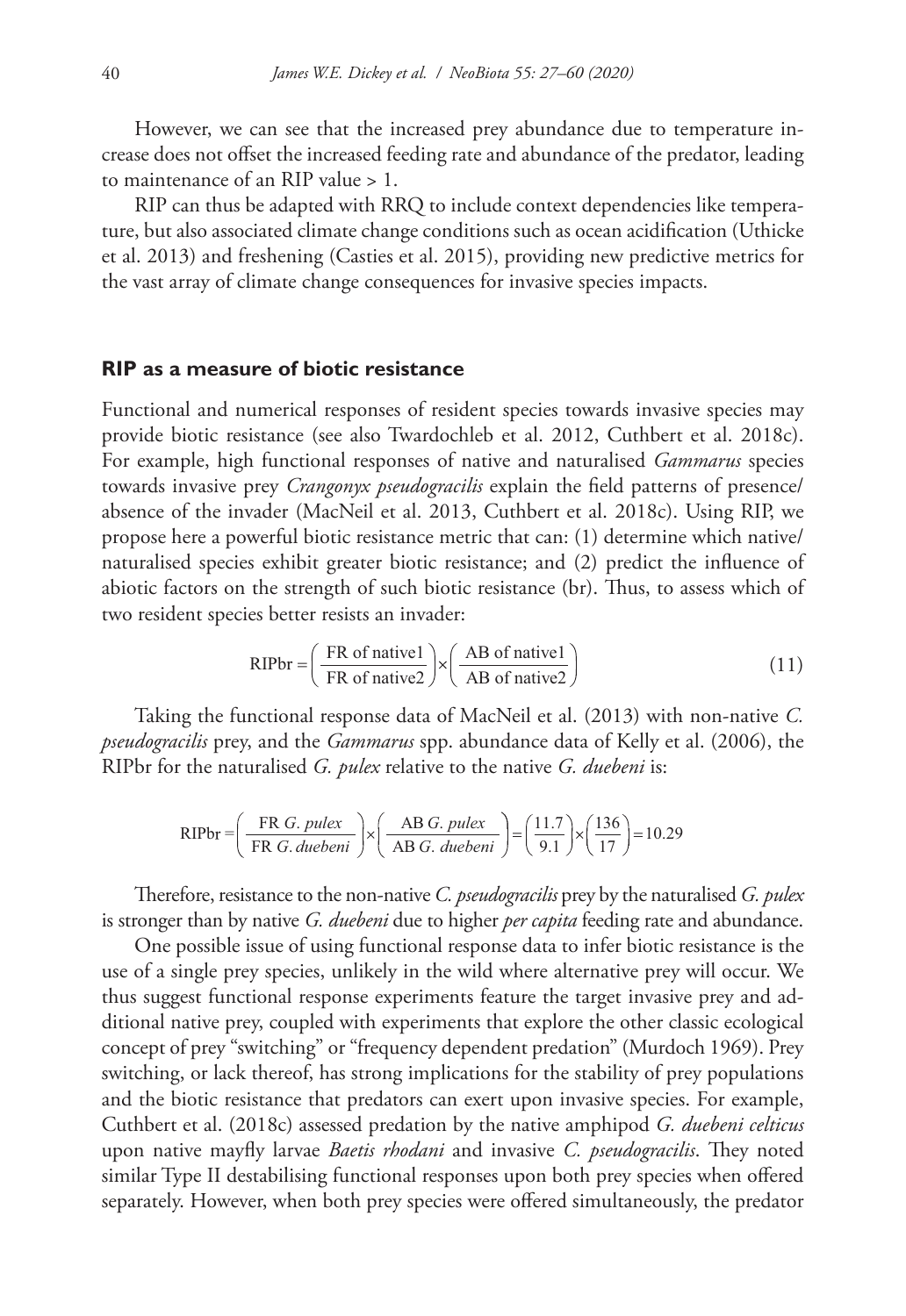However, we can see that the increased prey abundance due to temperature increase does not offset the increased feeding rate and abundance of the predator, leading to maintenance of an RIP value > 1.

RIP can thus be adapted with RRQ to include context dependencies like temperature, but also associated climate change conditions such as ocean acidification (Uthicke et al. 2013) and freshening (Casties et al. 2015), providing new predictive metrics for the vast array of climate change consequences for invasive species impacts.

## RIP as a measure of biotic resistance

Functional and numerical responses of resident species towards invasive species may provide biotic resistance (see also Twardochleb et al. 2012, Cuthbert et al. 2018c). For example, high functional responses of native and naturalised *Gammarus* species towards invasive prey *Crangonyx pseudogracilis* explain the field patterns of presence/absence of the invader (MacNeil et al. 2013, Cuthbert et al. 2018c). Using RIP, we propose here a powerful biotic resistance metric that can: (1) determine which native/naturalised species exhibit greater biotic resistance; and (2) predict the influence of abiotic factors on the strength of such biotic resistance (br). Thus, to assess which of two resident species better resists an invader:

$$\text{RIPbr} = \left(\frac{\text{FR of native1}}{\text{FR of native2}}\right) \times \left(\frac{\text{AB of native1}}{\text{AB of native2}}\right) \tag{11}$$

Taking the functional response data of MacNeil et al. (2013) with non-native *C. pseudogracilis* prey, and the *Gammarus* spp. abundance data of Kelly et al. (2006), the RIPbr for the naturalised *G. pulex* relative to the native *G. duebeni* is:

$$\text{RIPbr} = \left(\frac{\text{FR } G.\,pulex}{\text{FR } G.\,duebeni}\right) \times \left(\frac{\text{AB } G.\,pulex}{\text{AB } G.\,duebeni}\right) = \left(\frac{11.7}{9.1}\right) \times \left(\frac{136}{17}\right) = 10.29$$

Therefore, resistance to the non-native *C. pseudogracilis* prey by the naturalised *G. pulex* is stronger than by native *G. duebeni* due to higher *per capita* feeding rate and abundance.

One possible issue of using functional response data to infer biotic resistance is the use of a single prey species, unlikely in the wild where alternative prey will occur. We thus suggest functional response experiments feature the target invasive prey and additional native prey, coupled with experiments that explore the other classic ecological concept of prey "switching" or "frequency dependent predation" (Murdoch 1969). Prey switching, or lack thereof, has strong implications for the stability of prey populations and the biotic resistance that predators can exert upon invasive species. For example, Cuthbert et al. (2018c) assessed predation by the native amphipod *G. duebeni celticus* upon native mayfly larvae *Baetis rhodani* and invasive *C. pseudogracilis*. They noted similar Type II destabilising functional responses upon both prey species when offered separately. However, when both prey species were offered simultaneously, the predator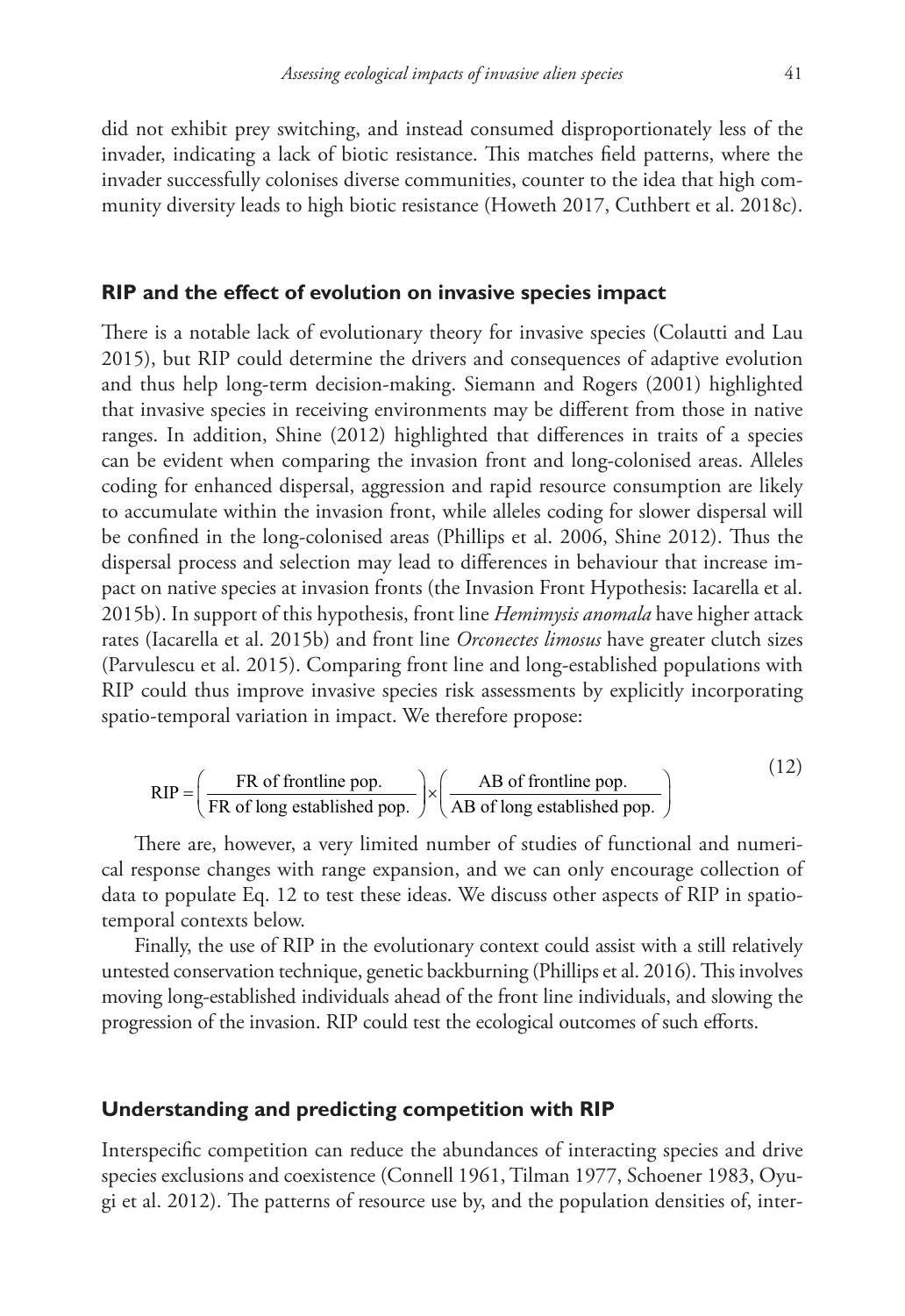did not exhibit prey switching, and instead consumed disproportionately less of the invader, indicating a lack of biotic resistance. This matches field patterns, where the invader successfully colonises diverse communities, counter to the idea that high community diversity leads to high biotic resistance (Howeth 2017, Cuthbert et al. 2018c).

## RIP and the effect of evolution on invasive species impact

There is a notable lack of evolutionary theory for invasive species (Colautti and Lau 2015), but RIP could determine the drivers and consequences of adaptive evolution and thus help long-term decision-making. Siemann and Rogers (2001) highlighted that invasive species in receiving environments may be different from those in native ranges. In addition, Shine (2012) highlighted that differences in traits of a species can be evident when comparing the invasion front and long-colonised areas. Alleles coding for enhanced dispersal, aggression and rapid resource consumption are likely to accumulate within the invasion front, while alleles coding for slower dispersal will be confined in the long-colonised areas (Phillips et al. 2006, Shine 2012). Thus the dispersal process and selection may lead to differences in behaviour that increase impact on native species at invasion fronts (the Invasion Front Hypothesis: Iacarella et al. 2015b). In support of this hypothesis, front line *Hemimysis anomala* have higher attack rates (Iacarella et al. 2015b) and front line *Orconectes limosus* have greater clutch sizes (Parvulescu et al. 2015). Comparing front line and long-established populations with RIP could thus improve invasive species risk assessments by explicitly incorporating spatio-temporal variation in impact. We therefore propose:

$$\text{RIP} = \left( \frac{\text{FR of frontline pop.}}{\text{FR of long established pop.}} \right) \times \left( \frac{\text{AB of frontline pop.}}{\text{AB of long established pop.}} \right) \tag{12}$$

There are, however, a very limited number of studies of functional and numerical response changes with range expansion, and we can only encourage collection of data to populate Eq. 12 to test these ideas. We discuss other aspects of RIP in spatio-temporal contexts below.

Finally, the use of RIP in the evolutionary context could assist with a still relatively untested conservation technique, genetic backburning (Phillips et al. 2016). This involves moving long-established individuals ahead of the front line individuals, and slowing the progression of the invasion. RIP could test the ecological outcomes of such efforts.

## Understanding and predicting competition with RIP

Interspecific competition can reduce the abundances of interacting species and drive species exclusions and coexistence (Connell 1961, Tilman 1977, Schoener 1983, Oyugi et al. 2012). The patterns of resource use by, and the population densities of, inter-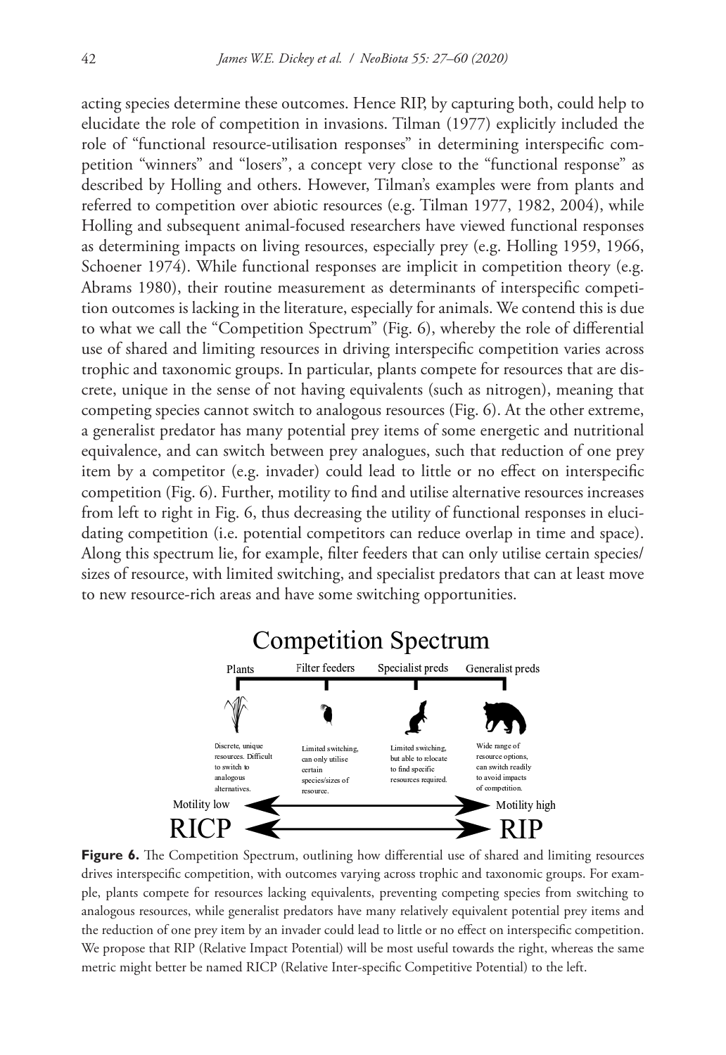acting species determine these outcomes. Hence RIP, by capturing both, could help to elucidate the role of competition in invasions. Tilman (1977) explicitly included the role of "functional resource-utilisation responses" in determining interspecific competition "winners" and "losers", a concept very close to the "functional response" as described by Holling and others. However, Tilman's examples were from plants and referred to competition over abiotic resources (e.g. Tilman 1977, 1982, 2004), while Holling and subsequent animal-focused researchers have viewed functional responses as determining impacts on living resources, especially prey (e.g. Holling 1959, 1966, Schoener 1974). While functional responses are implicit in competition theory (e.g. Abrams 1980), their routine measurement as determinants of interspecific competition outcomes is lacking in the literature, especially for animals. We contend this is due to what we call the "Competition Spectrum" (Fig. 6), whereby the role of differential use of shared and limiting resources in driving interspecific competition varies across trophic and taxonomic groups. In particular, plants compete for resources that are discrete, unique in the sense of not having equivalents (such as nitrogen), meaning that competing species cannot switch to analogous resources (Fig. 6). At the other extreme, a generalist predator has many potential prey items of some energetic and nutritional equivalence, and can switch between prey analogues, such that reduction of one prey item by a competitor (e.g. invader) could lead to little or no effect on interspecific competition (Fig. 6). Further, motility to find and utilise alternative resources increases from left to right in Fig. 6, thus decreasing the utility of functional responses in elucidating competition (i.e. potential competitors can reduce overlap in time and space). Along this spectrum lie, for example, filter feeders that can only utilise certain species/sizes of resource, with limited switching, and specialist predators that can at least move to new resource-rich areas and have some switching opportunities.

**Competition Spectrum**

| Plants | Filter feeders | Specialist preds | Generalist preds |
|---|---|---|---|
| Discrete, unique resources. Difficult to switch to analogous alternatives. | Limited switching, can only utilise certain species/sizes of resource. | Limited swiching, but able to relocate to find specific resources required. | Wide range of resource options, can switch readily to avoid impacts of competition. |

Motility low ⟷ Motility high

RICP ⟷ RIP

**Figure 6.** The Competition Spectrum, outlining how differential use of shared and limiting resources drives interspecific competition, with outcomes varying across trophic and taxonomic groups. For example, plants compete for resources lacking equivalents, preventing competing species from switching to analogous resources, while generalist predators have many relatively equivalent potential prey items and the reduction of one prey item by an invader could lead to little or no effect on interspecific competition. We propose that RIP (Relative Impact Potential) will be most useful towards the right, whereas the same metric might better be named RICP (Relative Inter-specific Competitive Potential) to the left.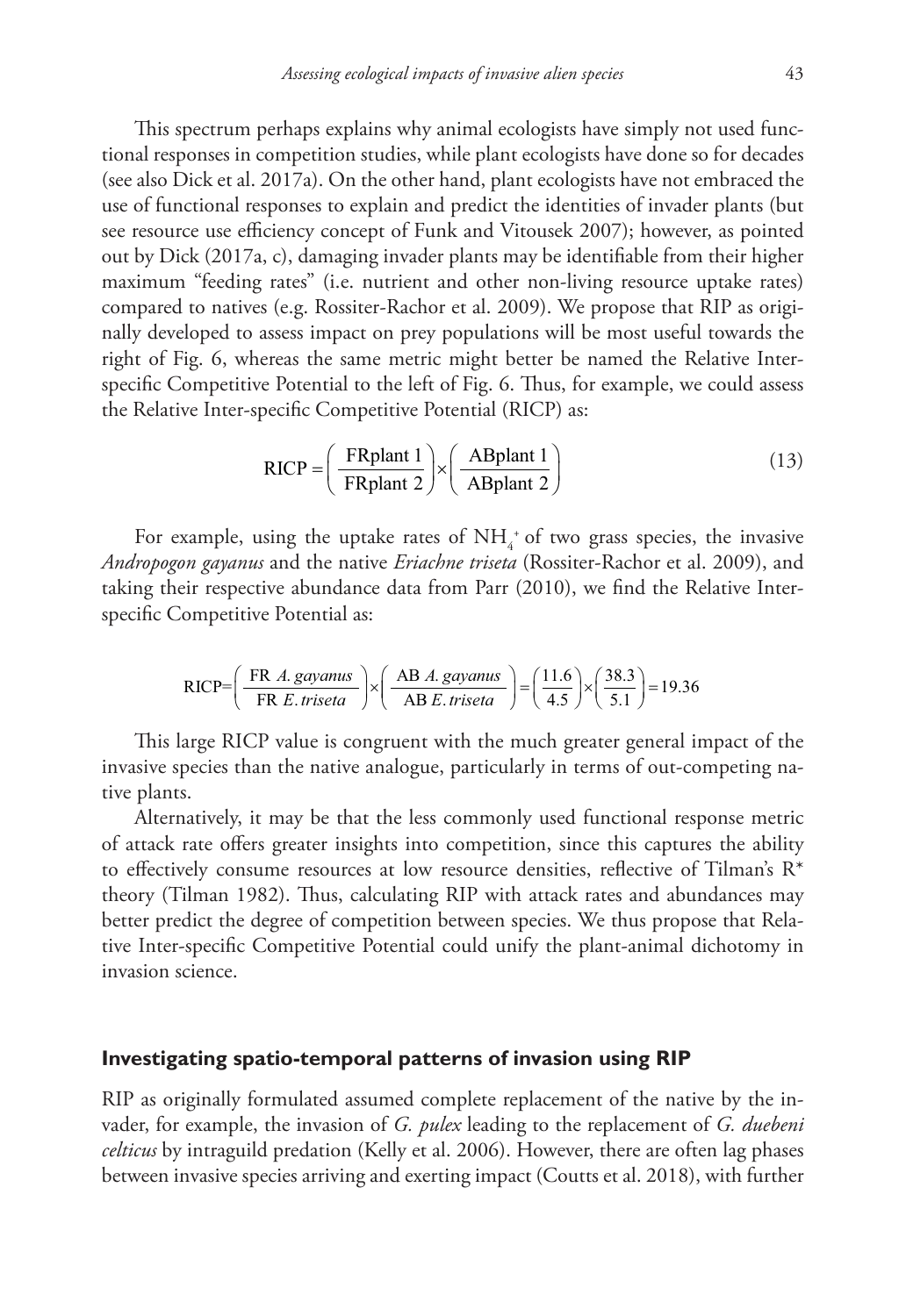This spectrum perhaps explains why animal ecologists have simply not used functional responses in competition studies, while plant ecologists have done so for decades (see also Dick et al. 2017a). On the other hand, plant ecologists have not embraced the use of functional responses to explain and predict the identities of invader plants (but see resource use efficiency concept of Funk and Vitousek 2007); however, as pointed out by Dick (2017a, c), damaging invader plants may be identifiable from their higher maximum "feeding rates" (i.e. nutrient and other non-living resource uptake rates) compared to natives (e.g. Rossiter-Rachor et al. 2009). We propose that RIP as originally developed to assess impact on prey populations will be most useful towards the right of Fig. 6, whereas the same metric might better be named the Relative Inter-specific Competitive Potential to the left of Fig. 6. Thus, for example, we could assess the Relative Inter-specific Competitive Potential (RICP) as:

$$\mathrm{RICP} = \left(\frac{\mathrm{FRplant\ 1}}{\mathrm{FRplant\ 2}}\right) \times \left(\frac{\mathrm{ABplant\ 1}}{\mathrm{ABplant\ 2}}\right) \tag{13}$$

For example, using the uptake rates of $NH_4^+$ of two grass species, the invasive *Andropogon gayanus* and the native *Eriachne triseta* (Rossiter-Rachor et al. 2009), and taking their respective abundance data from Parr (2010), we find the Relative Inter-specific Competitive Potential as:

$$\mathrm{RICP} = \left(\frac{\mathrm{FR}\ A.\ gayanus}{\mathrm{FR}\ E.\ triseta}\right) \times \left(\frac{\mathrm{AB}\ A.\ gayanus}{\mathrm{AB}\ E.\ triseta}\right) = \left(\frac{11.6}{4.5}\right) \times \left(\frac{38.3}{5.1}\right) = 19.36$$

This large RICP value is congruent with the much greater general impact of the invasive species than the native analogue, particularly in terms of out-competing native plants.

Alternatively, it may be that the less commonly used functional response metric of attack rate offers greater insights into competition, since this captures the ability to effectively consume resources at low resource densities, reflective of Tilman's R* theory (Tilman 1982). Thus, calculating RIP with attack rates and abundances may better predict the degree of competition between species. We thus propose that Relative Inter-specific Competitive Potential could unify the plant-animal dichotomy in invasion science.

## Investigating spatio-temporal patterns of invasion using RIP

RIP as originally formulated assumed complete replacement of the native by the invader, for example, the invasion of *G. pulex* leading to the replacement of *G. duebeni celticus* by intraguild predation (Kelly et al. 2006). However, there are often lag phases between invasive species arriving and exerting impact (Coutts et al. 2018), with further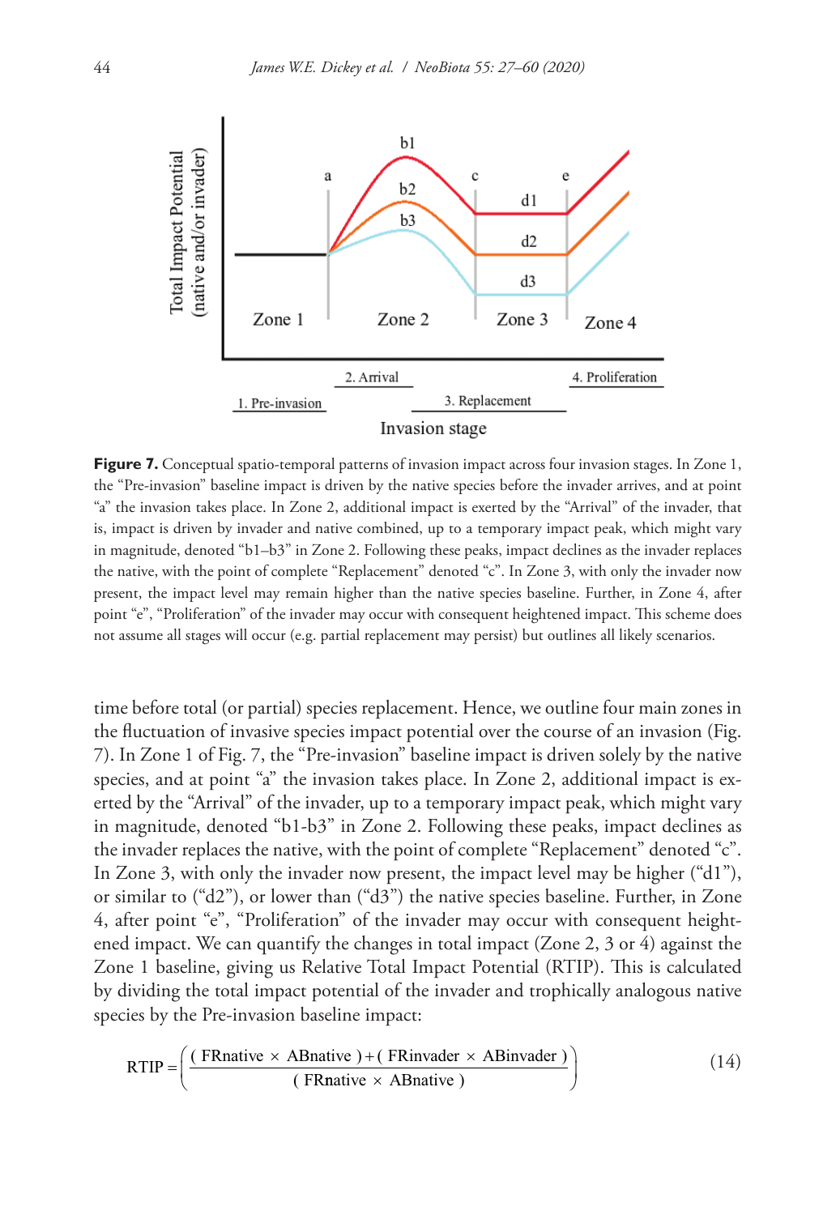**Figure 7.** Conceptual spatio-temporal patterns of invasion impact across four invasion stages. In Zone 1, the "Pre-invasion" baseline impact is driven by the native species before the invader arrives, and at point "a" the invasion takes place. In Zone 2, additional impact is exerted by the "Arrival" of the invader, that is, impact is driven by invader and native combined, up to a temporary impact peak, which might vary in magnitude, denoted "b1–b3" in Zone 2. Following these peaks, impact declines as the invader replaces the native, with the point of complete "Replacement" denoted "c". In Zone 3, with only the invader now present, the impact level may remain higher than the native species baseline. Further, in Zone 4, after point "e", "Proliferation" of the invader may occur with consequent heightened impact. This scheme does not assume all stages will occur (e.g. partial replacement may persist) but outlines all likely scenarios.

time before total (or partial) species replacement. Hence, we outline four main zones in the fluctuation of invasive species impact potential over the course of an invasion (Fig. 7). In Zone 1 of Fig. 7, the "Pre-invasion" baseline impact is driven solely by the native species, and at point "a" the invasion takes place. In Zone 2, additional impact is exerted by the "Arrival" of the invader, up to a temporary impact peak, which might vary in magnitude, denoted "b1-b3" in Zone 2. Following these peaks, impact declines as the invader replaces the native, with the point of complete "Replacement" denoted "c". In Zone 3, with only the invader now present, the impact level may be higher ("d1"), or similar to ("d2"), or lower than ("d3") the native species baseline. Further, in Zone 4, after point "e", "Proliferation" of the invader may occur with consequent heightened impact. We can quantify the changes in total impact (Zone 2, 3 or 4) against the Zone 1 baseline, giving us Relative Total Impact Potential (RTIP). This is calculated by dividing the total impact potential of the invader and trophically analogous native species by the Pre-invasion baseline impact:

$$RTIP = \left( \frac{(\text{FRnative} \times \text{ABnative}) + (\text{FRinvader} \times \text{ABinvader})}{(\text{FRnative} \times \text{ABnative})} \right) \tag{14}$$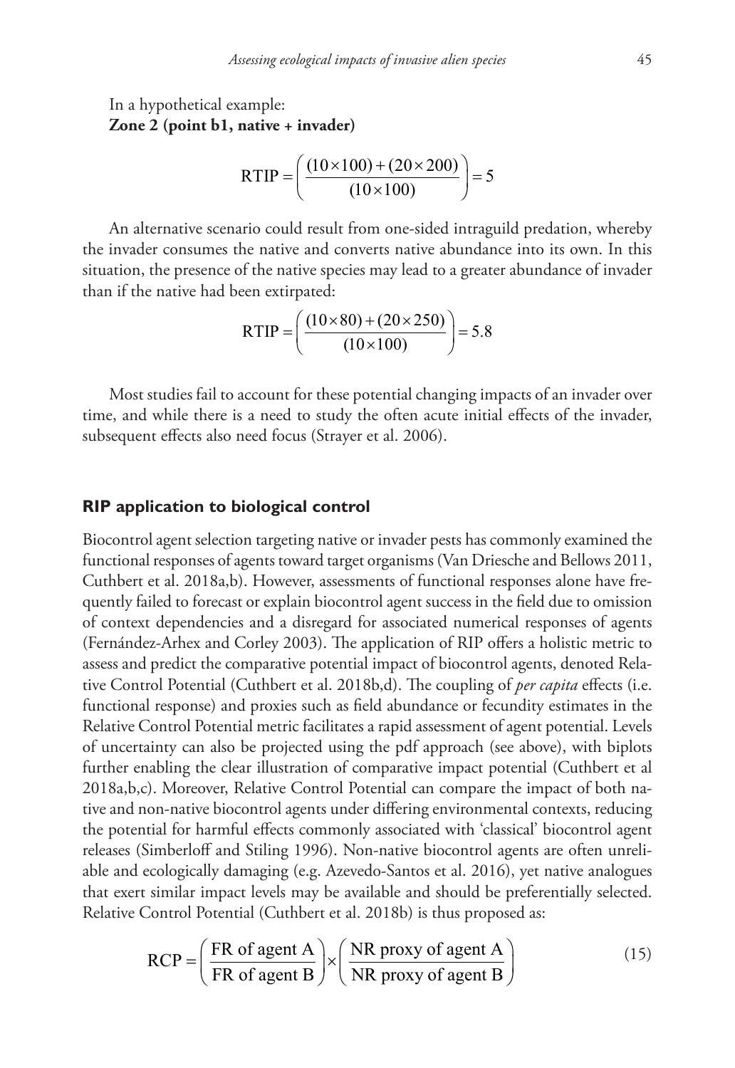In a hypothetical example:
**Zone 2 (point b1, native + invader)**

$$\text{RTIP} = \left( \frac{(10 \times 100) + (20 \times 200)}{(10 \times 100)} \right) = 5$$

An alternative scenario could result from one-sided intraguild predation, whereby the invader consumes the native and converts native abundance into its own. In this situation, the presence of the native species may lead to a greater abundance of invader than if the native had been extirpated:

$$\text{RTIP} = \left( \frac{(10 \times 80) + (20 \times 250)}{(10 \times 100)} \right) = 5.8$$

Most studies fail to account for these potential changing impacts of an invader over time, and while there is a need to study the often acute initial effects of the invader, subsequent effects also need focus (Strayer et al. 2006).

### RIP application to biological control

Biocontrol agent selection targeting native or invader pests has commonly examined the functional responses of agents toward target organisms (Van Driesche and Bellows 2011, Cuthbert et al. 2018a,b). However, assessments of functional responses alone have frequently failed to forecast or explain biocontrol agent success in the field due to omission of context dependencies and a disregard for associated numerical responses of agents (Fernández-Arhex and Corley 2003). The application of RIP offers a holistic metric to assess and predict the comparative potential impact of biocontrol agents, denoted Relative Control Potential (Cuthbert et al. 2018b,d). The coupling of *per capita* effects (i.e. functional response) and proxies such as field abundance or fecundity estimates in the Relative Control Potential metric facilitates a rapid assessment of agent potential. Levels of uncertainty can also be projected using the pdf approach (see above), with biplots further enabling the clear illustration of comparative impact potential (Cuthbert et al 2018a,b,c). Moreover, Relative Control Potential can compare the impact of both native and non-native biocontrol agents under differing environmental contexts, reducing the potential for harmful effects commonly associated with 'classical' biocontrol agent releases (Simberloff and Stiling 1996). Non-native biocontrol agents are often unreliable and ecologically damaging (e.g. Azevedo-Santos et al. 2016), yet native analogues that exert similar impact levels may be available and should be preferentially selected. Relative Control Potential (Cuthbert et al. 2018b) is thus proposed as:

$$\text{RCP} = \left( \frac{\text{FR of agent A}}{\text{FR of agent B}} \right) \times \left( \frac{\text{NR proxy of agent A}}{\text{NR proxy of agent B}} \right) \qquad (15)$$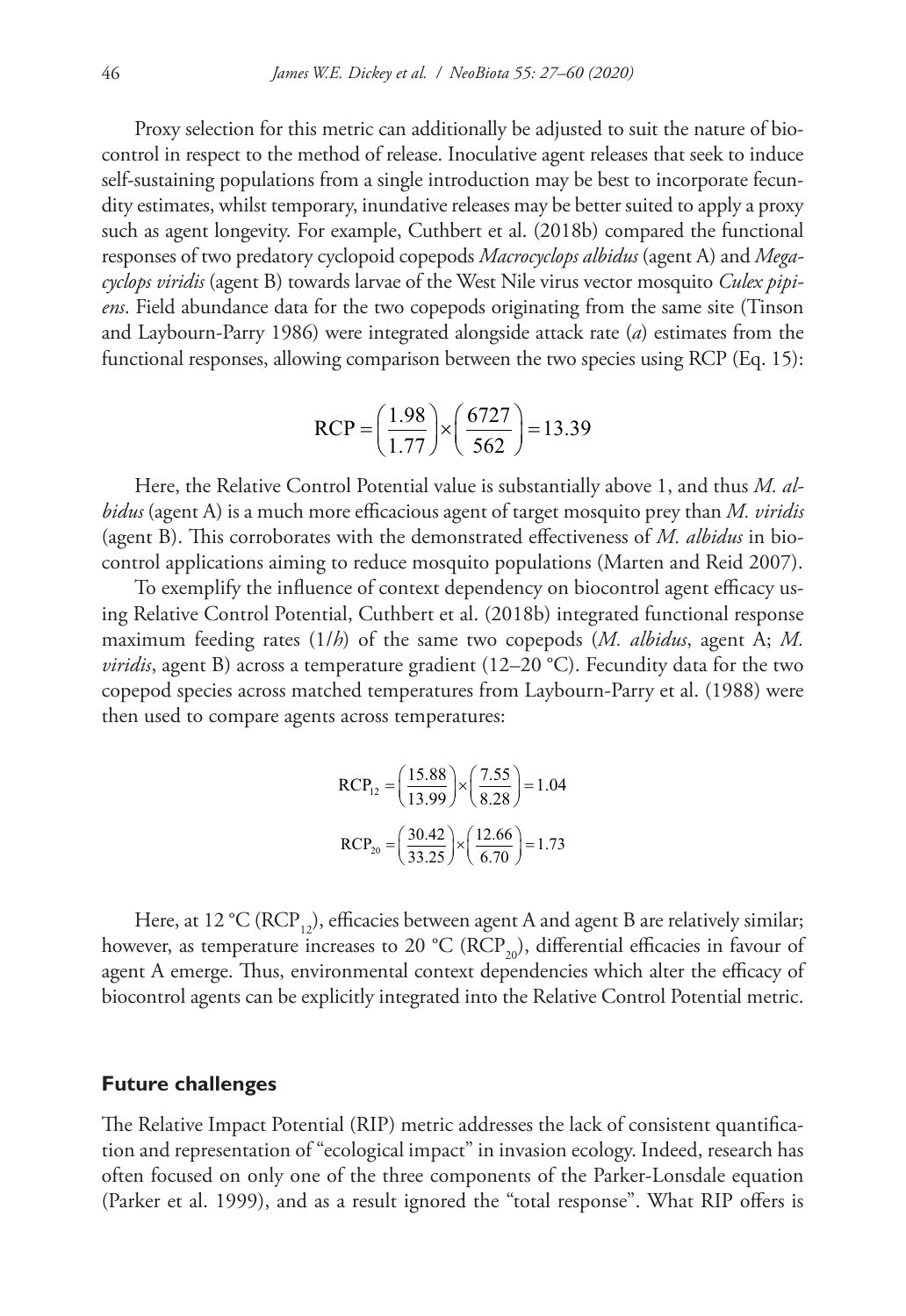Proxy selection for this metric can additionally be adjusted to suit the nature of biocontrol in respect to the method of release. Inoculative agent releases that seek to induce self-sustaining populations from a single introduction may be best to incorporate fecundity estimates, whilst temporary, inundative releases may be better suited to apply a proxy such as agent longevity. For example, Cuthbert et al. (2018b) compared the functional responses of two predatory cyclopoid copepods *Macrocyclops albidus* (agent A) and *Megacyclops viridis* (agent B) towards larvae of the West Nile virus vector mosquito *Culex pipiens*. Field abundance data for the two copepods originating from the same site (Tinson and Laybourn-Parry 1986) were integrated alongside attack rate (*a*) estimates from the functional responses, allowing comparison between the two species using RCP (Eq. 15):

$$\mathrm{RCP} = \left(\frac{1.98}{1.77}\right) \times \left(\frac{6727}{562}\right) = 13.39$$

Here, the Relative Control Potential value is substantially above 1, and thus *M. albidus* (agent A) is a much more efficacious agent of target mosquito prey than *M. viridis* (agent B). This corroborates with the demonstrated effectiveness of *M. albidus* in biocontrol applications aiming to reduce mosquito populations (Marten and Reid 2007).

To exemplify the influence of context dependency on biocontrol agent efficacy using Relative Control Potential, Cuthbert et al. (2018b) integrated functional response maximum feeding rates (1/*h*) of the same two copepods (*M. albidus*, agent A; *M. viridis*, agent B) across a temperature gradient (12–20 °C). Fecundity data for the two copepod species across matched temperatures from Laybourn-Parry et al. (1988) were then used to compare agents across temperatures:

$$\mathrm{RCP}_{12} = \left(\frac{15.88}{13.99}\right) \times \left(\frac{7.55}{8.28}\right) = 1.04$$

$$\mathrm{RCP}_{20} = \left(\frac{30.42}{33.25}\right) \times \left(\frac{12.66}{6.70}\right) = 1.73$$

Here, at 12 °C ($\mathrm{RCP}_{12}$), efficacies between agent A and agent B are relatively similar; however, as temperature increases to 20 °C ($\mathrm{RCP}_{20}$), differential efficacies in favour of agent A emerge. Thus, environmental context dependencies which alter the efficacy of biocontrol agents can be explicitly integrated into the Relative Control Potential metric.

## Future challenges

The Relative Impact Potential (RIP) metric addresses the lack of consistent quantification and representation of "ecological impact" in invasion ecology. Indeed, research has often focused on only one of the three components of the Parker-Lonsdale equation (Parker et al. 1999), and as a result ignored the "total response". What RIP offers is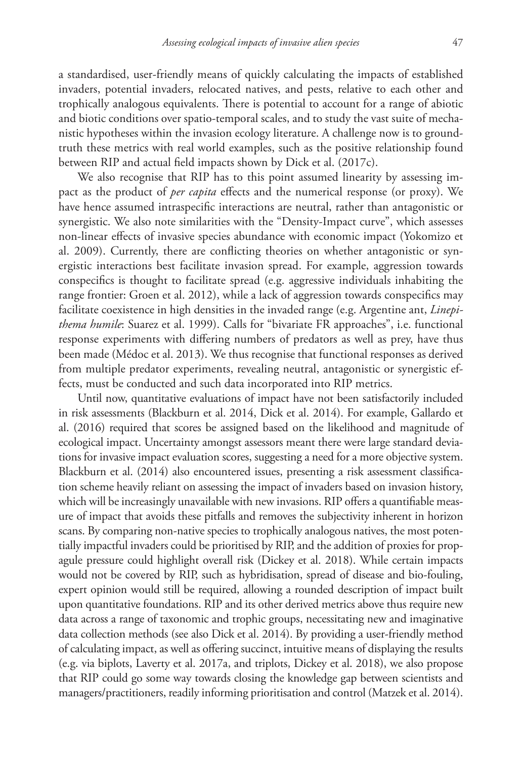a standardised, user-friendly means of quickly calculating the impacts of established invaders, potential invaders, relocated natives, and pests, relative to each other and trophically analogous equivalents. There is potential to account for a range of abiotic and biotic conditions over spatio-temporal scales, and to study the vast suite of mechanistic hypotheses within the invasion ecology literature. A challenge now is to ground-truth these metrics with real world examples, such as the positive relationship found between RIP and actual field impacts shown by Dick et al. (2017c).

We also recognise that RIP has to this point assumed linearity by assessing impact as the product of *per capita* effects and the numerical response (or proxy). We have hence assumed intraspecific interactions are neutral, rather than antagonistic or synergistic. We also note similarities with the "Density-Impact curve", which assesses non-linear effects of invasive species abundance with economic impact (Yokomizo et al. 2009). Currently, there are conflicting theories on whether antagonistic or synergistic interactions best facilitate invasion spread. For example, aggression towards conspecifics is thought to facilitate spread (e.g. aggressive individuals inhabiting the range frontier: Groen et al. 2012), while a lack of aggression towards conspecifics may facilitate coexistence in high densities in the invaded range (e.g. Argentine ant, *Linepithema humile*: Suarez et al. 1999). Calls for "bivariate FR approaches", i.e. functional response experiments with differing numbers of predators as well as prey, have thus been made (Médoc et al. 2013). We thus recognise that functional responses as derived from multiple predator experiments, revealing neutral, antagonistic or synergistic effects, must be conducted and such data incorporated into RIP metrics.

Until now, quantitative evaluations of impact have not been satisfactorily included in risk assessments (Blackburn et al. 2014, Dick et al. 2014). For example, Gallardo et al. (2016) required that scores be assigned based on the likelihood and magnitude of ecological impact. Uncertainty amongst assessors meant there were large standard deviations for invasive impact evaluation scores, suggesting a need for a more objective system. Blackburn et al. (2014) also encountered issues, presenting a risk assessment classification scheme heavily reliant on assessing the impact of invaders based on invasion history, which will be increasingly unavailable with new invasions. RIP offers a quantifiable measure of impact that avoids these pitfalls and removes the subjectivity inherent in horizon scans. By comparing non-native species to trophically analogous natives, the most potentially impactful invaders could be prioritised by RIP, and the addition of proxies for propagule pressure could highlight overall risk (Dickey et al. 2018). While certain impacts would not be covered by RIP, such as hybridisation, spread of disease and bio-fouling, expert opinion would still be required, allowing a rounded description of impact built upon quantitative foundations. RIP and its other derived metrics above thus require new data across a range of taxonomic and trophic groups, necessitating new and imaginative data collection methods (see also Dick et al. 2014). By providing a user-friendly method of calculating impact, as well as offering succinct, intuitive means of displaying the results (e.g. via biplots, Laverty et al. 2017a, and triplots, Dickey et al. 2018), we also propose that RIP could go some way towards closing the knowledge gap between scientists and managers/practitioners, readily informing prioritisation and control (Matzek et al. 2014).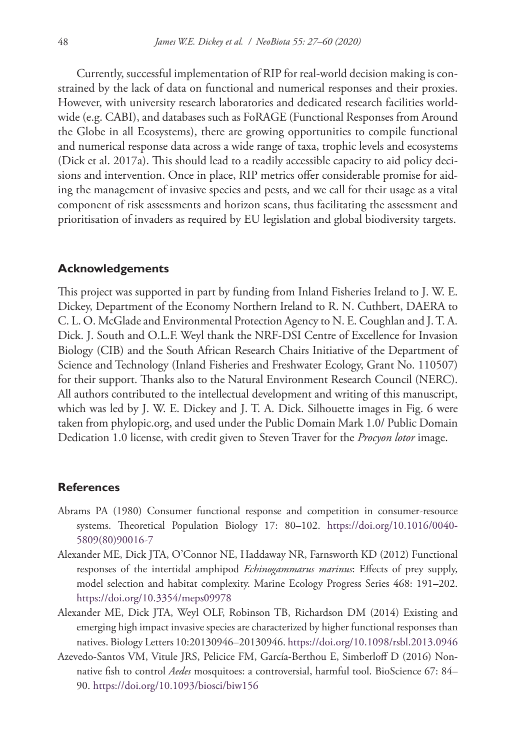Currently, successful implementation of RIP for real-world decision making is constrained by the lack of data on functional and numerical responses and their proxies. However, with university research laboratories and dedicated research facilities worldwide (e.g. CABI), and databases such as FoRAGE (Functional Responses from Around the Globe in all Ecosystems), there are growing opportunities to compile functional and numerical response data across a wide range of taxa, trophic levels and ecosystems (Dick et al. 2017a). This should lead to a readily accessible capacity to aid policy decisions and intervention. Once in place, RIP metrics offer considerable promise for aiding the management of invasive species and pests, and we call for their usage as a vital component of risk assessments and horizon scans, thus facilitating the assessment and prioritisation of invaders as required by EU legislation and global biodiversity targets.

## Acknowledgements

This project was supported in part by funding from Inland Fisheries Ireland to J. W. E. Dickey, Department of the Economy Northern Ireland to R. N. Cuthbert, DAERA to C. L. O. McGlade and Environmental Protection Agency to N. E. Coughlan and J. T. A. Dick. J. South and O.L.F. Weyl thank the NRF-DSI Centre of Excellence for Invasion Biology (CIB) and the South African Research Chairs Initiative of the Department of Science and Technology (Inland Fisheries and Freshwater Ecology, Grant No. 110507) for their support. Thanks also to the Natural Environment Research Council (NERC). All authors contributed to the intellectual development and writing of this manuscript, which was led by J. W. E. Dickey and J. T. A. Dick. Silhouette images in Fig. 6 were taken from phylopic.org, and used under the Public Domain Mark 1.0/ Public Domain Dedication 1.0 license, with credit given to Steven Traver for the *Procyon lotor* image.

## References

Abrams PA (1980) Consumer functional response and competition in consumer-resource systems. Theoretical Population Biology 17: 80–102. https://doi.org/10.1016/0040-5809(80)90016-7

Alexander ME, Dick JTA, O'Connor NE, Haddaway NR, Farnsworth KD (2012) Functional responses of the intertidal amphipod *Echinogammarus marinus*: Effects of prey supply, model selection and habitat complexity. Marine Ecology Progress Series 468: 191–202. https://doi.org/10.3354/meps09978

Alexander ME, Dick JTA, Weyl OLF, Robinson TB, Richardson DM (2014) Existing and emerging high impact invasive species are characterized by higher functional responses than natives. Biology Letters 10:20130946–20130946. https://doi.org/10.1098/rsbl.2013.0946

Azevedo-Santos VM, Vitule JRS, Pelicice FM, García-Berthou E, Simberloff D (2016) Non-native fish to control *Aedes* mosquitoes: a controversial, harmful tool. BioScience 67: 84–90. https://doi.org/10.1093/biosci/biw156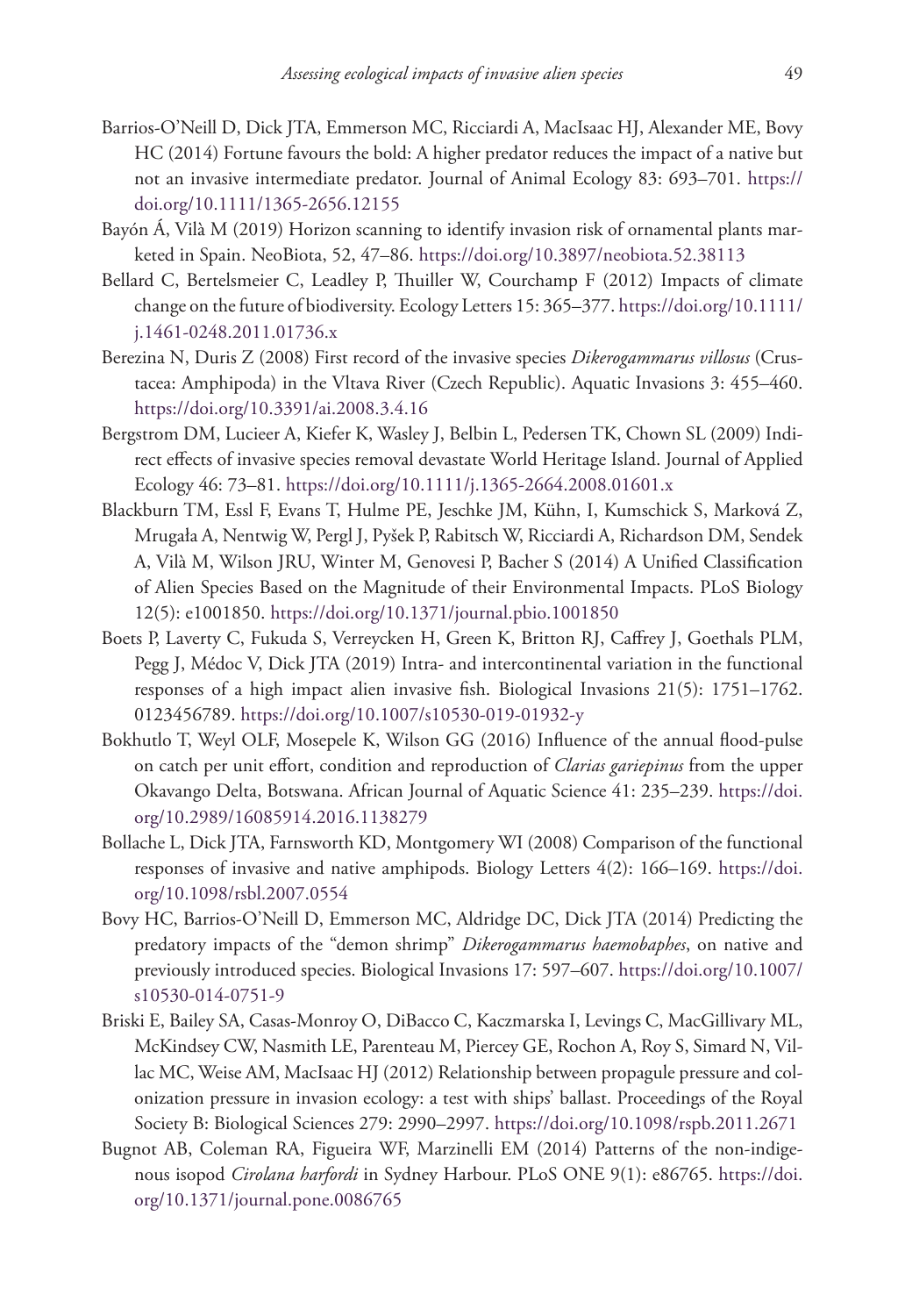Barrios-O'Neill D, Dick JTA, Emmerson MC, Ricciardi A, MacIsaac HJ, Alexander ME, Bovy HC (2014) Fortune favours the bold: A higher predator reduces the impact of a native but not an invasive intermediate predator. Journal of Animal Ecology 83: 693–701. https://doi.org/10.1111/1365-2656.12155

Bayón Á, Vilà M (2019) Horizon scanning to identify invasion risk of ornamental plants marketed in Spain. NeoBiota, 52, 47–86. https://doi.org/10.3897/neobiota.52.38113

Bellard C, Bertelsmeier C, Leadley P, Thuiller W, Courchamp F (2012) Impacts of climate change on the future of biodiversity. Ecology Letters 15: 365–377. https://doi.org/10.1111/j.1461-0248.2011.01736.x

Berezina N, Duris Z (2008) First record of the invasive species *Dikerogammarus villosus* (Crustacea: Amphipoda) in the Vltava River (Czech Republic). Aquatic Invasions 3: 455–460. https://doi.org/10.3391/ai.2008.3.4.16

Bergstrom DM, Lucieer A, Kiefer K, Wasley J, Belbin L, Pedersen TK, Chown SL (2009) Indirect effects of invasive species removal devastate World Heritage Island. Journal of Applied Ecology 46: 73–81. https://doi.org/10.1111/j.1365-2664.2008.01601.x

Blackburn TM, Essl F, Evans T, Hulme PE, Jeschke JM, Kühn, I, Kumschick S, Marková Z, Mrugała A, Nentwig W, Pergl J, Pyšek P, Rabitsch W, Ricciardi A, Richardson DM, Sendek A, Vilà M, Wilson JRU, Winter M, Genovesi P, Bacher S (2014) A Unified Classification of Alien Species Based on the Magnitude of their Environmental Impacts. PLoS Biology 12(5): e1001850. https://doi.org/10.1371/journal.pbio.1001850

Boets P, Laverty C, Fukuda S, Verreycken H, Green K, Britton RJ, Caffrey J, Goethals PLM, Pegg J, Médoc V, Dick JTA (2019) Intra- and intercontinental variation in the functional responses of a high impact alien invasive fish. Biological Invasions 21(5): 1751–1762. 0123456789. https://doi.org/10.1007/s10530-019-01932-y

Bokhutlo T, Weyl OLF, Mosepele K, Wilson GG (2016) Influence of the annual flood-pulse on catch per unit effort, condition and reproduction of *Clarias gariepinus* from the upper Okavango Delta, Botswana. African Journal of Aquatic Science 41: 235–239. https://doi.org/10.2989/16085914.2016.1138279

Bollache L, Dick JTA, Farnsworth KD, Montgomery WI (2008) Comparison of the functional responses of invasive and native amphipods. Biology Letters 4(2): 166–169. https://doi.org/10.1098/rsbl.2007.0554

Bovy HC, Barrios-O'Neill D, Emmerson MC, Aldridge DC, Dick JTA (2014) Predicting the predatory impacts of the "demon shrimp" *Dikerogammarus haemobaphes*, on native and previously introduced species. Biological Invasions 17: 597–607. https://doi.org/10.1007/s10530-014-0751-9

Briski E, Bailey SA, Casas-Monroy O, DiBacco C, Kaczmarska I, Levings C, MacGillivary ML, McKindsey CW, Nasmith LE, Parenteau M, Piercey GE, Rochon A, Roy S, Simard N, Villac MC, Weise AM, MacIsaac HJ (2012) Relationship between propagule pressure and colonization pressure in invasion ecology: a test with ships' ballast. Proceedings of the Royal Society B: Biological Sciences 279: 2990–2997. https://doi.org/10.1098/rspb.2011.2671

Bugnot AB, Coleman RA, Figueira WF, Marzinelli EM (2014) Patterns of the non-indigenous isopod *Cirolana harfordi* in Sydney Harbour. PLoS ONE 9(1): e86765. https://doi.org/10.1371/journal.pone.0086765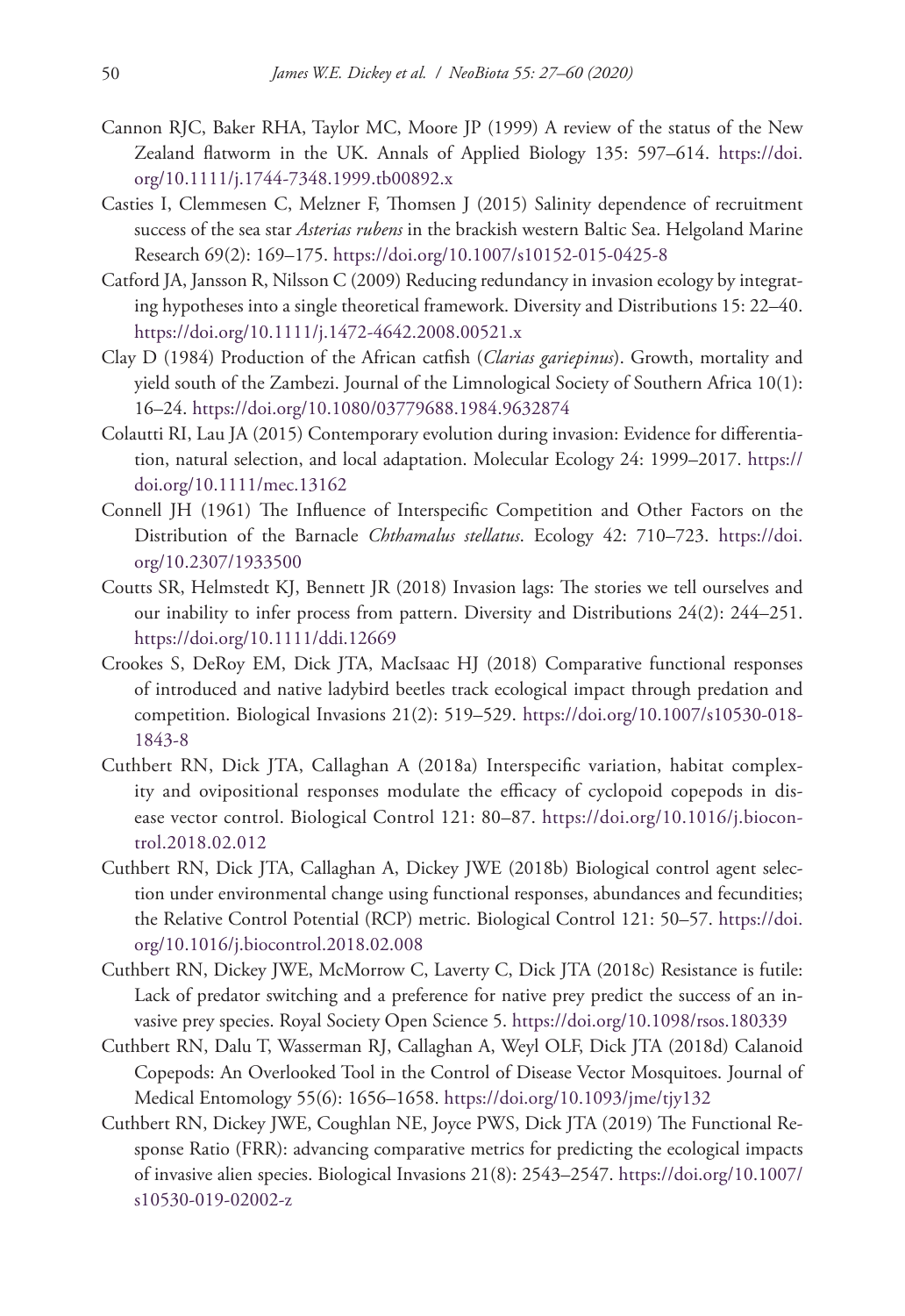Cannon RJC, Baker RHA, Taylor MC, Moore JP (1999) A review of the status of the New Zealand flatworm in the UK. Annals of Applied Biology 135: 597–614. https://doi.org/10.1111/j.1744-7348.1999.tb00892.x

Casties I, Clemmesen C, Melzner F, Thomsen J (2015) Salinity dependence of recruitment success of the sea star *Asterias rubens* in the brackish western Baltic Sea. Helgoland Marine Research 69(2): 169–175. https://doi.org/10.1007/s10152-015-0425-8

Catford JA, Jansson R, Nilsson C (2009) Reducing redundancy in invasion ecology by integrating hypotheses into a single theoretical framework. Diversity and Distributions 15: 22–40. https://doi.org/10.1111/j.1472-4642.2008.00521.x

Clay D (1984) Production of the African catfish (*Clarias gariepinus*). Growth, mortality and yield south of the Zambezi. Journal of the Limnological Society of Southern Africa 10(1): 16–24. https://doi.org/10.1080/03779688.1984.9632874

Colautti RI, Lau JA (2015) Contemporary evolution during invasion: Evidence for differentiation, natural selection, and local adaptation. Molecular Ecology 24: 1999–2017. https://doi.org/10.1111/mec.13162

Connell JH (1961) The Influence of Interspecific Competition and Other Factors on the Distribution of the Barnacle *Chthamalus stellatus*. Ecology 42: 710–723. https://doi.org/10.2307/1933500

Coutts SR, Helmstedt KJ, Bennett JR (2018) Invasion lags: The stories we tell ourselves and our inability to infer process from pattern. Diversity and Distributions 24(2): 244–251. https://doi.org/10.1111/ddi.12669

Crookes S, DeRoy EM, Dick JTA, MacIsaac HJ (2018) Comparative functional responses of introduced and native ladybird beetles track ecological impact through predation and competition. Biological Invasions 21(2): 519–529. https://doi.org/10.1007/s10530-018-1843-8

Cuthbert RN, Dick JTA, Callaghan A (2018a) Interspecific variation, habitat complexity and ovipositional responses modulate the efficacy of cyclopoid copepods in disease vector control. Biological Control 121: 80–87. https://doi.org/10.1016/j.biocontrol.2018.02.012

Cuthbert RN, Dick JTA, Callaghan A, Dickey JWE (2018b) Biological control agent selection under environmental change using functional responses, abundances and fecundities; the Relative Control Potential (RCP) metric. Biological Control 121: 50–57. https://doi.org/10.1016/j.biocontrol.2018.02.008

Cuthbert RN, Dickey JWE, McMorrow C, Laverty C, Dick JTA (2018c) Resistance is futile: Lack of predator switching and a preference for native prey predict the success of an invasive prey species. Royal Society Open Science 5. https://doi.org/10.1098/rsos.180339

Cuthbert RN, Dalu T, Wasserman RJ, Callaghan A, Weyl OLF, Dick JTA (2018d) Calanoid Copepods: An Overlooked Tool in the Control of Disease Vector Mosquitoes. Journal of Medical Entomology 55(6): 1656–1658. https://doi.org/10.1093/jme/tjy132

Cuthbert RN, Dickey JWE, Coughlan NE, Joyce PWS, Dick JTA (2019) The Functional Response Ratio (FRR): advancing comparative metrics for predicting the ecological impacts of invasive alien species. Biological Invasions 21(8): 2543–2547. https://doi.org/10.1007/s10530-019-02002-z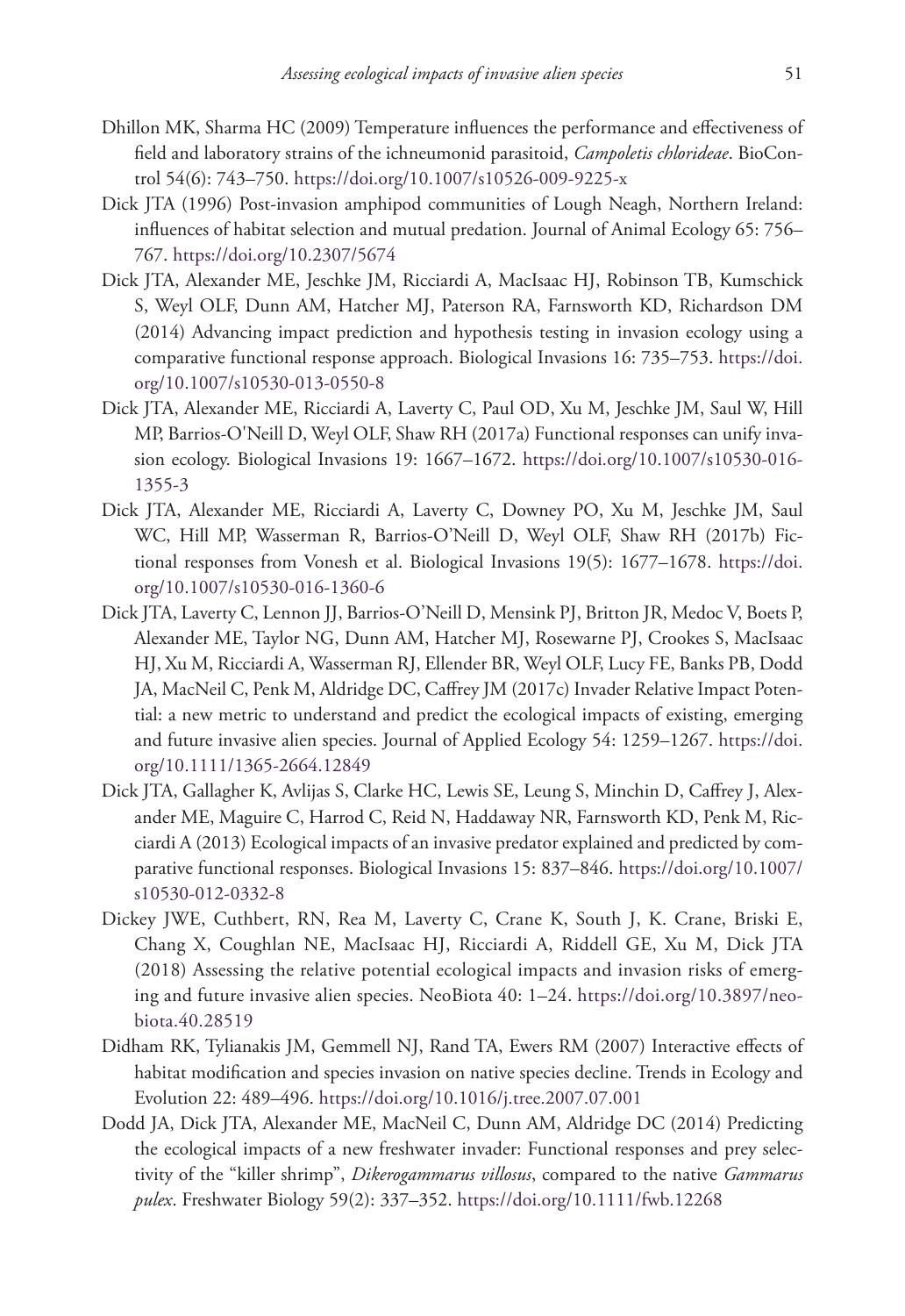Dhillon MK, Sharma HC (2009) Temperature influences the performance and effectiveness of field and laboratory strains of the ichneumonid parasitoid, *Campoletis chlorideae*. BioControl 54(6): 743–750. https://doi.org/10.1007/s10526-009-9225-x

Dick JTA (1996) Post-invasion amphipod communities of Lough Neagh, Northern Ireland: influences of habitat selection and mutual predation. Journal of Animal Ecology 65: 756–767. https://doi.org/10.2307/5674

Dick JTA, Alexander ME, Jeschke JM, Ricciardi A, MacIsaac HJ, Robinson TB, Kumschick S, Weyl OLF, Dunn AM, Hatcher MJ, Paterson RA, Farnsworth KD, Richardson DM (2014) Advancing impact prediction and hypothesis testing in invasion ecology using a comparative functional response approach. Biological Invasions 16: 735–753. https://doi.org/10.1007/s10530-013-0550-8

Dick JTA, Alexander ME, Ricciardi A, Laverty C, Paul OD, Xu M, Jeschke JM, Saul W, Hill MP, Barrios-O'Neill D, Weyl OLF, Shaw RH (2017a) Functional responses can unify invasion ecology. Biological Invasions 19: 1667–1672. https://doi.org/10.1007/s10530-016-1355-3

Dick JTA, Alexander ME, Ricciardi A, Laverty C, Downey PO, Xu M, Jeschke JM, Saul WC, Hill MP, Wasserman R, Barrios-O'Neill D, Weyl OLF, Shaw RH (2017b) Fictional responses from Vonesh et al. Biological Invasions 19(5): 1677–1678. https://doi.org/10.1007/s10530-016-1360-6

Dick JTA, Laverty C, Lennon JJ, Barrios-O'Neill D, Mensink PJ, Britton JR, Medoc V, Boets P, Alexander ME, Taylor NG, Dunn AM, Hatcher MJ, Rosewarne PJ, Crookes S, MacIsaac HJ, Xu M, Ricciardi A, Wasserman RJ, Ellender BR, Weyl OLF, Lucy FE, Banks PB, Dodd JA, MacNeil C, Penk M, Aldridge DC, Caffrey JM (2017c) Invader Relative Impact Potential: a new metric to understand and predict the ecological impacts of existing, emerging and future invasive alien species. Journal of Applied Ecology 54: 1259–1267. https://doi.org/10.1111/1365-2664.12849

Dick JTA, Gallagher K, Avlijas S, Clarke HC, Lewis SE, Leung S, Minchin D, Caffrey J, Alexander ME, Maguire C, Harrod C, Reid N, Haddaway NR, Farnsworth KD, Penk M, Ricciardi A (2013) Ecological impacts of an invasive predator explained and predicted by comparative functional responses. Biological Invasions 15: 837–846. https://doi.org/10.1007/s10530-012-0332-8

Dickey JWE, Cuthbert, RN, Rea M, Laverty C, Crane K, South J, K. Crane, Briski E, Chang X, Coughlan NE, MacIsaac HJ, Ricciardi A, Riddell GE, Xu M, Dick JTA (2018) Assessing the relative potential ecological impacts and invasion risks of emerging and future invasive alien species. NeoBiota 40: 1–24. https://doi.org/10.3897/neobiota.40.28519

Didham RK, Tylianakis JM, Gemmell NJ, Rand TA, Ewers RM (2007) Interactive effects of habitat modification and species invasion on native species decline. Trends in Ecology and Evolution 22: 489–496. https://doi.org/10.1016/j.tree.2007.07.001

Dodd JA, Dick JTA, Alexander ME, MacNeil C, Dunn AM, Aldridge DC (2014) Predicting the ecological impacts of a new freshwater invader: Functional responses and prey selectivity of the "killer shrimp", *Dikerogammarus villosus*, compared to the native *Gammarus pulex*. Freshwater Biology 59(2): 337–352. https://doi.org/10.1111/fwb.12268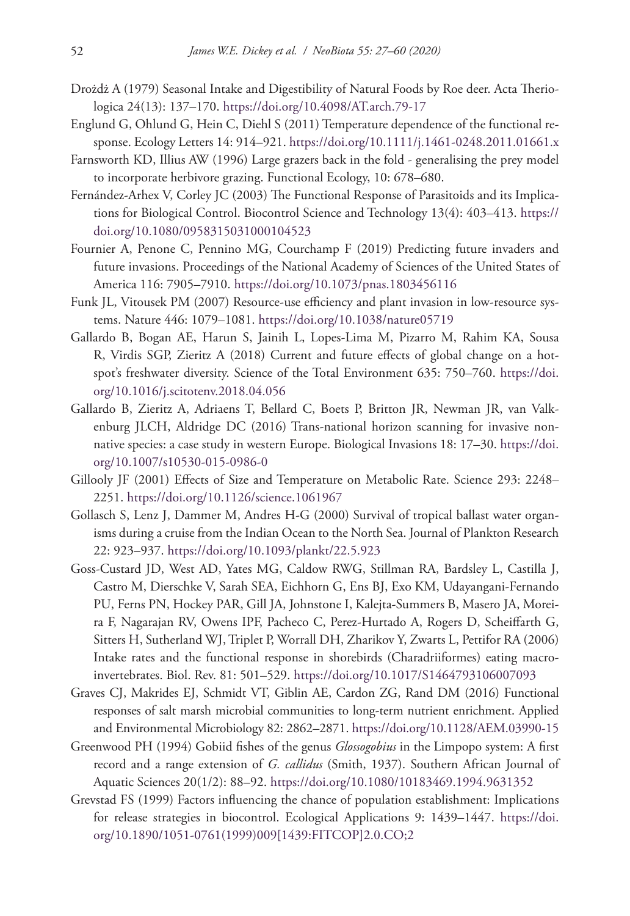Drożdż A (1979) Seasonal Intake and Digestibility of Natural Foods by Roe deer. Acta Theriologica 24(13): 137–170. https://doi.org/10.4098/AT.arch.79-17

Englund G, Ohlund G, Hein C, Diehl S (2011) Temperature dependence of the functional response. Ecology Letters 14: 914–921. https://doi.org/10.1111/j.1461-0248.2011.01661.x

Farnsworth KD, Illius AW (1996) Large grazers back in the fold - generalising the prey model to incorporate herbivore grazing. Functional Ecology, 10: 678–680.

Fernández-Arhex V, Corley JC (2003) The Functional Response of Parasitoids and its Implications for Biological Control. Biocontrol Science and Technology 13(4): 403–413. https://doi.org/10.1080/0958315031000104523

Fournier A, Penone C, Pennino MG, Courchamp F (2019) Predicting future invaders and future invasions. Proceedings of the National Academy of Sciences of the United States of America 116: 7905–7910. https://doi.org/10.1073/pnas.1803456116

Funk JL, Vitousek PM (2007) Resource-use efficiency and plant invasion in low-resource systems. Nature 446: 1079–1081. https://doi.org/10.1038/nature05719

Gallardo B, Bogan AE, Harun S, Jainih L, Lopes-Lima M, Pizarro M, Rahim KA, Sousa R, Virdis SGP, Zieritz A (2018) Current and future effects of global change on a hotspot's freshwater diversity. Science of the Total Environment 635: 750–760. https://doi.org/10.1016/j.scitotenv.2018.04.056

Gallardo B, Zieritz A, Adriaens T, Bellard C, Boets P, Britton JR, Newman JR, van Valkenburg JLCH, Aldridge DC (2016) Trans-national horizon scanning for invasive non-native species: a case study in western Europe. Biological Invasions 18: 17–30. https://doi.org/10.1007/s10530-015-0986-0

Gillooly JF (2001) Effects of Size and Temperature on Metabolic Rate. Science 293: 2248–2251. https://doi.org/10.1126/science.1061967

Gollasch S, Lenz J, Dammer M, Andres H-G (2000) Survival of tropical ballast water organisms during a cruise from the Indian Ocean to the North Sea. Journal of Plankton Research 22: 923–937. https://doi.org/10.1093/plankt/22.5.923

Goss-Custard JD, West AD, Yates MG, Caldow RWG, Stillman RA, Bardsley L, Castilla J, Castro M, Dierschke V, Sarah SEA, Eichhorn G, Ens BJ, Exo KM, Udayangani-Fernando PU, Ferns PN, Hockey PAR, Gill JA, Johnstone I, Kalejta-Summers B, Masero JA, Moreira F, Nagarajan RV, Owens IPF, Pacheco C, Perez-Hurtado A, Rogers D, Scheiffarth G, Sitters H, Sutherland WJ, Triplet P, Worrall DH, Zharikov Y, Zwarts L, Pettifor RA (2006) Intake rates and the functional response in shorebirds (Charadriiformes) eating macroinvertebrates. Biol. Rev. 81: 501–529. https://doi.org/10.1017/S1464793106007093

Graves CJ, Makrides EJ, Schmidt VT, Giblin AE, Cardon ZG, Rand DM (2016) Functional responses of salt marsh microbial communities to long-term nutrient enrichment. Applied and Environmental Microbiology 82: 2862–2871. https://doi.org/10.1128/AEM.03990-15

Greenwood PH (1994) Gobiid fishes of the genus *Glossogobius* in the Limpopo system: A first record and a range extension of *G. callidus* (Smith, 1937). Southern African Journal of Aquatic Sciences 20(1/2): 88–92. https://doi.org/10.1080/10183469.1994.9631352

Grevstad FS (1999) Factors influencing the chance of population establishment: Implications for release strategies in biocontrol. Ecological Applications 9: 1439–1447. https://doi.org/10.1890/1051-0761(1999)009[1439:FITCOP]2.0.CO;2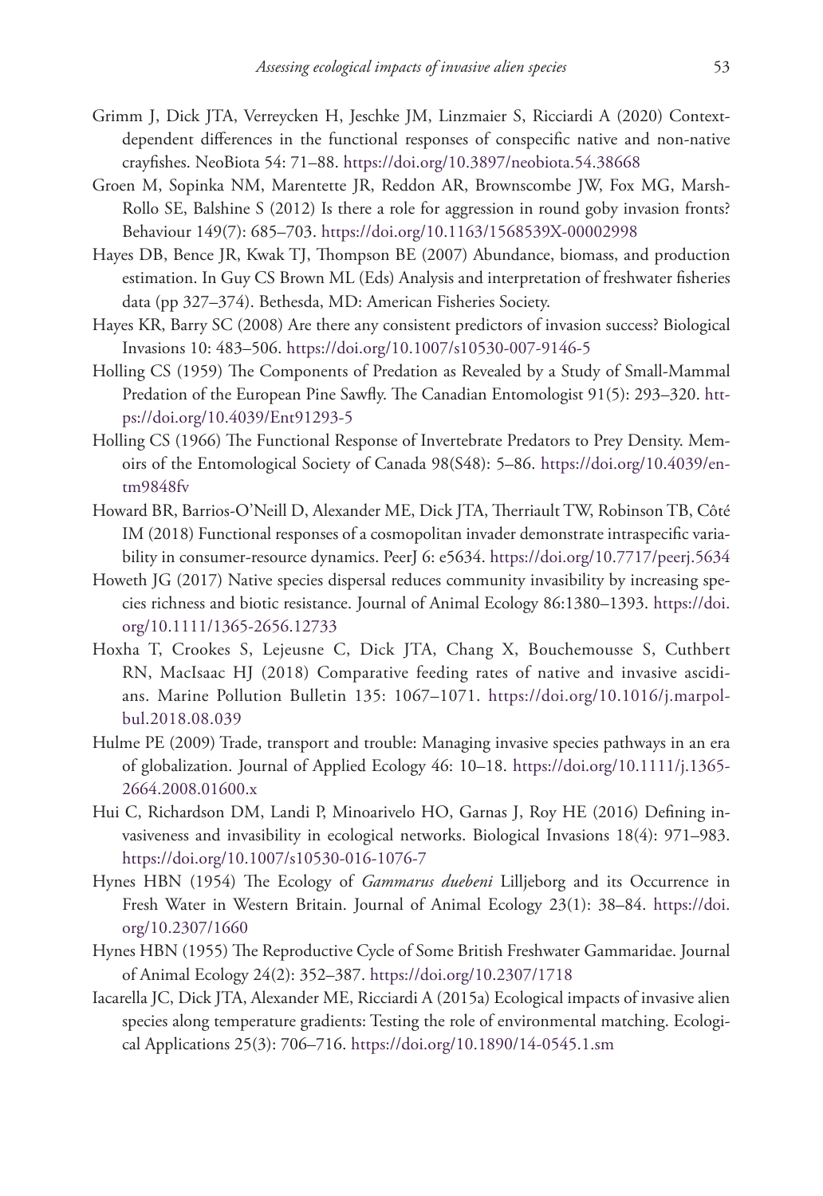Grimm J, Dick JTA, Verreycken H, Jeschke JM, Linzmaier S, Ricciardi A (2020) Context-dependent differences in the functional responses of conspecific native and non-native crayfishes. NeoBiota 54: 71–88. https://doi.org/10.3897/neobiota.54.38668

Groen M, Sopinka NM, Marentette JR, Reddon AR, Brownscombe JW, Fox MG, Marsh-Rollo SE, Balshine S (2012) Is there a role for aggression in round goby invasion fronts? Behaviour 149(7): 685–703. https://doi.org/10.1163/1568539X-00002998

Hayes DB, Bence JR, Kwak TJ, Thompson BE (2007) Abundance, biomass, and production estimation. In Guy CS Brown ML (Eds) Analysis and interpretation of freshwater fisheries data (pp 327–374). Bethesda, MD: American Fisheries Society.

Hayes KR, Barry SC (2008) Are there any consistent predictors of invasion success? Biological Invasions 10: 483–506. https://doi.org/10.1007/s10530-007-9146-5

Holling CS (1959) The Components of Predation as Revealed by a Study of Small-Mammal Predation of the European Pine Sawfly. The Canadian Entomologist 91(5): 293–320. https://doi.org/10.4039/Ent91293-5

Holling CS (1966) The Functional Response of Invertebrate Predators to Prey Density. Memoirs of the Entomological Society of Canada 98(S48): 5–86. https://doi.org/10.4039/entm9848fv

Howard BR, Barrios-O'Neill D, Alexander ME, Dick JTA, Therriault TW, Robinson TB, Côté IM (2018) Functional responses of a cosmopolitan invader demonstrate intraspecific variability in consumer-resource dynamics. PeerJ 6: e5634. https://doi.org/10.7717/peerj.5634

Howeth JG (2017) Native species dispersal reduces community invasibility by increasing species richness and biotic resistance. Journal of Animal Ecology 86:1380–1393. https://doi.org/10.1111/1365-2656.12733

Hoxha T, Crookes S, Lejeusne C, Dick JTA, Chang X, Bouchemousse S, Cuthbert RN, MacIsaac HJ (2018) Comparative feeding rates of native and invasive ascidians. Marine Pollution Bulletin 135: 1067–1071. https://doi.org/10.1016/j.marpolbul.2018.08.039

Hulme PE (2009) Trade, transport and trouble: Managing invasive species pathways in an era of globalization. Journal of Applied Ecology 46: 10–18. https://doi.org/10.1111/j.1365-2664.2008.01600.x

Hui C, Richardson DM, Landi P, Minoarivelo HO, Garnas J, Roy HE (2016) Defining invasiveness and invasibility in ecological networks. Biological Invasions 18(4): 971–983. https://doi.org/10.1007/s10530-016-1076-7

Hynes HBN (1954) The Ecology of *Gammarus duebeni* Lilljeborg and its Occurrence in Fresh Water in Western Britain. Journal of Animal Ecology 23(1): 38–84. https://doi.org/10.2307/1660

Hynes HBN (1955) The Reproductive Cycle of Some British Freshwater Gammaridae. Journal of Animal Ecology 24(2): 352–387. https://doi.org/10.2307/1718

Iacarella JC, Dick JTA, Alexander ME, Ricciardi A (2015a) Ecological impacts of invasive alien species along temperature gradients: Testing the role of environmental matching. Ecological Applications 25(3): 706–716. https://doi.org/10.1890/14-0545.1.sm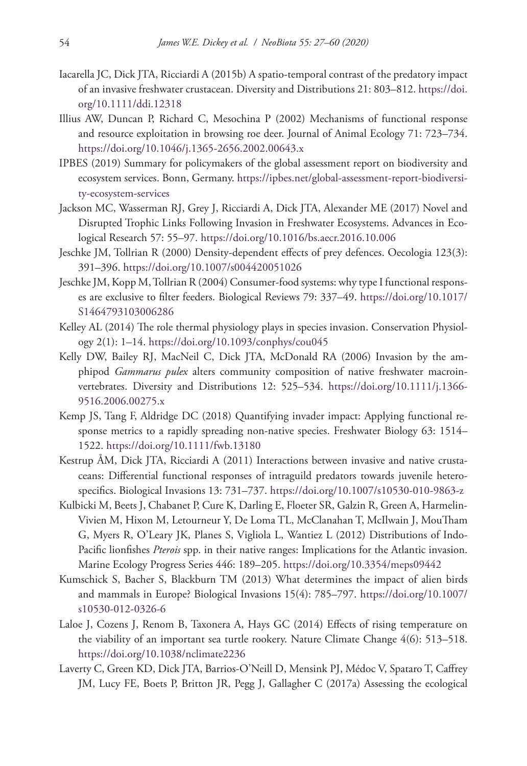Iacarella JC, Dick JTA, Ricciardi A (2015b) A spatio-temporal contrast of the predatory impact of an invasive freshwater crustacean. Diversity and Distributions 21: 803–812. https://doi.org/10.1111/ddi.12318

Illius AW, Duncan P, Richard C, Mesochina P (2002) Mechanisms of functional response and resource exploitation in browsing roe deer. Journal of Animal Ecology 71: 723–734. https://doi.org/10.1046/j.1365-2656.2002.00643.x

IPBES (2019) Summary for policymakers of the global assessment report on biodiversity and ecosystem services. Bonn, Germany. https://ipbes.net/global-assessment-report-biodiversity-ecosystem-services

Jackson MC, Wasserman RJ, Grey J, Ricciardi A, Dick JTA, Alexander ME (2017) Novel and Disrupted Trophic Links Following Invasion in Freshwater Ecosystems. Advances in Ecological Research 57: 55–97. https://doi.org/10.1016/bs.aecr.2016.10.006

Jeschke JM, Tollrian R (2000) Density-dependent effects of prey defences. Oecologia 123(3): 391–396. https://doi.org/10.1007/s004420051026

Jeschke JM, Kopp M, Tollrian R (2004) Consumer-food systems: why type I functional responses are exclusive to filter feeders. Biological Reviews 79: 337–49. https://doi.org/10.1017/S1464793103006286

Kelley AL (2014) The role thermal physiology plays in species invasion. Conservation Physiology 2(1): 1–14. https://doi.org/10.1093/conphys/cou045

Kelly DW, Bailey RJ, MacNeil C, Dick JTA, McDonald RA (2006) Invasion by the amphipod *Gammarus pulex* alters community composition of native freshwater macroinvertebrates. Diversity and Distributions 12: 525–534. https://doi.org/10.1111/j.1366-9516.2006.00275.x

Kemp JS, Tang F, Aldridge DC (2018) Quantifying invader impact: Applying functional response metrics to a rapidly spreading non-native species. Freshwater Biology 63: 1514–1522. https://doi.org/10.1111/fwb.13180

Kestrup ÅM, Dick JTA, Ricciardi A (2011) Interactions between invasive and native crustaceans: Differential functional responses of intraguild predators towards juvenile heterospecifics. Biological Invasions 13: 731–737. https://doi.org/10.1007/s10530-010-9863-z

Kulbicki M, Beets J, Chabanet P, Cure K, Darling E, Floeter SR, Galzin R, Green A, Harmelin-Vivien M, Hixon M, Letourneur Y, De Loma TL, McClanahan T, McIlwain J, MouTham G, Myers R, O'Leary JK, Planes S, Vigliola L, Wantiez L (2012) Distributions of Indo-Pacific lionfishes *Pterois* spp. in their native ranges: Implications for the Atlantic invasion. Marine Ecology Progress Series 446: 189–205. https://doi.org/10.3354/meps09442

Kumschick S, Bacher S, Blackburn TM (2013) What determines the impact of alien birds and mammals in Europe? Biological Invasions 15(4): 785–797. https://doi.org/10.1007/s10530-012-0326-6

Laloe J, Cozens J, Renom B, Taxonera A, Hays GC (2014) Effects of rising temperature on the viability of an important sea turtle rookery. Nature Climate Change 4(6): 513–518. https://doi.org/10.1038/nclimate2236

Laverty C, Green KD, Dick JTA, Barrios-O'Neill D, Mensink PJ, Médoc V, Spataro T, Caffrey JM, Lucy FE, Boets P, Britton JR, Pegg J, Gallagher C (2017a) Assessing the ecological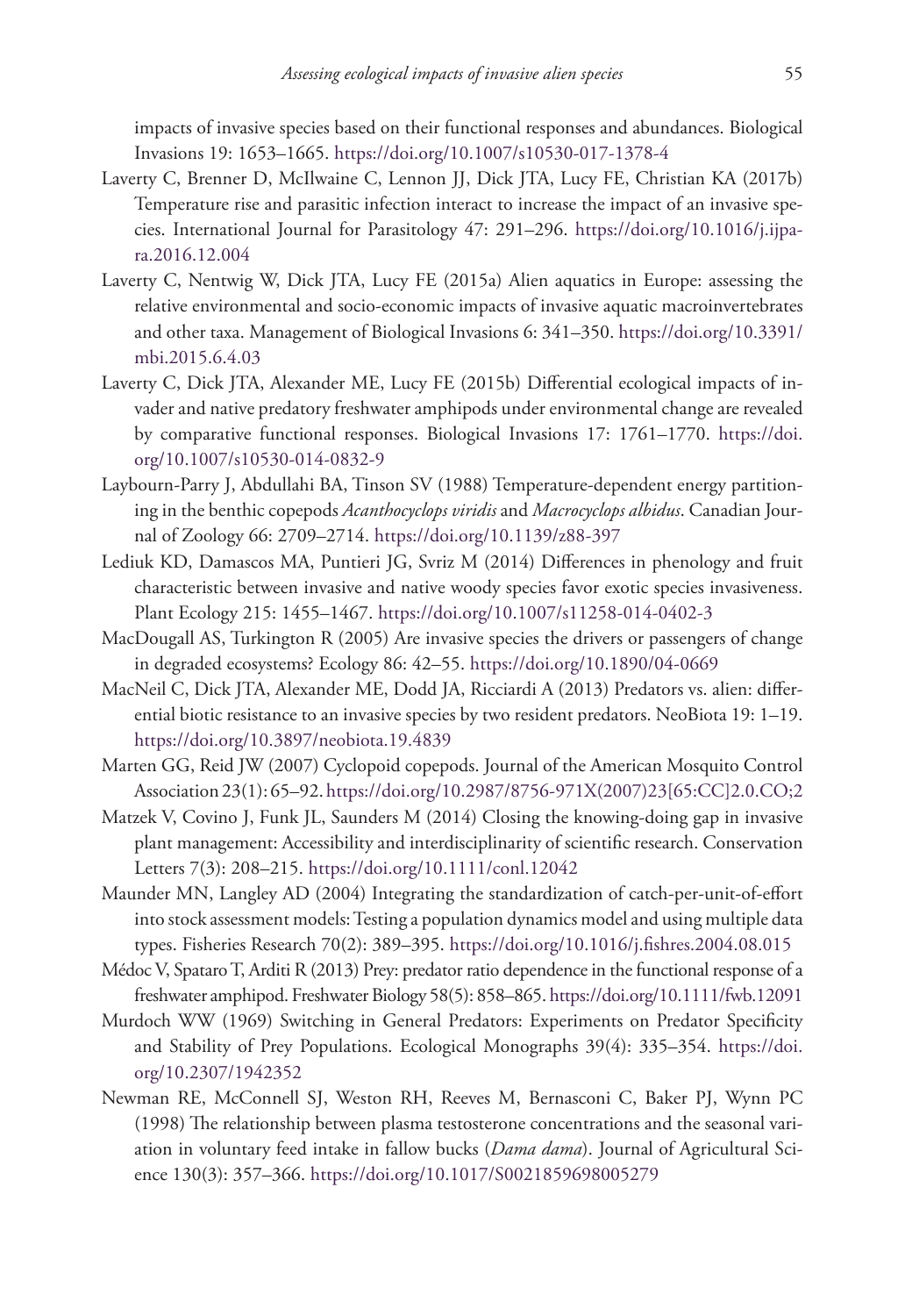impacts of invasive species based on their functional responses and abundances. Biological Invasions 19: 1653–1665. https://doi.org/10.1007/s10530-017-1378-4

Laverty C, Brenner D, McIlwaine C, Lennon JJ, Dick JTA, Lucy FE, Christian KA (2017b) Temperature rise and parasitic infection interact to increase the impact of an invasive species. International Journal for Parasitology 47: 291–296. https://doi.org/10.1016/j.ijpara.2016.12.004

Laverty C, Nentwig W, Dick JTA, Lucy FE (2015a) Alien aquatics in Europe: assessing the relative environmental and socio-economic impacts of invasive aquatic macroinvertebrates and other taxa. Management of Biological Invasions 6: 341–350. https://doi.org/10.3391/mbi.2015.6.4.03

Laverty C, Dick JTA, Alexander ME, Lucy FE (2015b) Differential ecological impacts of invader and native predatory freshwater amphipods under environmental change are revealed by comparative functional responses. Biological Invasions 17: 1761–1770. https://doi.org/10.1007/s10530-014-0832-9

Laybourn-Parry J, Abdullahi BA, Tinson SV (1988) Temperature-dependent energy partitioning in the benthic copepods *Acanthocyclops viridis* and *Macrocyclops albidus*. Canadian Journal of Zoology 66: 2709–2714. https://doi.org/10.1139/z88-397

Lediuk KD, Damascos MA, Puntieri JG, Svriz M (2014) Differences in phenology and fruit characteristic between invasive and native woody species favor exotic species invasiveness. Plant Ecology 215: 1455–1467. https://doi.org/10.1007/s11258-014-0402-3

MacDougall AS, Turkington R (2005) Are invasive species the drivers or passengers of change in degraded ecosystems? Ecology 86: 42–55. https://doi.org/10.1890/04-0669

MacNeil C, Dick JTA, Alexander ME, Dodd JA, Ricciardi A (2013) Predators vs. alien: differential biotic resistance to an invasive species by two resident predators. NeoBiota 19: 1–19. https://doi.org/10.3897/neobiota.19.4839

Marten GG, Reid JW (2007) Cyclopoid copepods. Journal of the American Mosquito Control Association 23(1): 65–92. https://doi.org/10.2987/8756-971X(2007)23[65:CC]2.0.CO;2

Matzek V, Covino J, Funk JL, Saunders M (2014) Closing the knowing-doing gap in invasive plant management: Accessibility and interdisciplinarity of scientific research. Conservation Letters 7(3): 208–215. https://doi.org/10.1111/conl.12042

Maunder MN, Langley AD (2004) Integrating the standardization of catch-per-unit-of-effort into stock assessment models: Testing a population dynamics model and using multiple data types. Fisheries Research 70(2): 389–395. https://doi.org/10.1016/j.fishres.2004.08.015

Médoc V, Spataro T, Arditi R (2013) Prey: predator ratio dependence in the functional response of a freshwater amphipod. Freshwater Biology 58(5): 858–865. https://doi.org/10.1111/fwb.12091

Murdoch WW (1969) Switching in General Predators: Experiments on Predator Specificity and Stability of Prey Populations. Ecological Monographs 39(4): 335–354. https://doi.org/10.2307/1942352

Newman RE, McConnell SJ, Weston RH, Reeves M, Bernasconi C, Baker PJ, Wynn PC (1998) The relationship between plasma testosterone concentrations and the seasonal variation in voluntary feed intake in fallow bucks (*Dama dama*). Journal of Agricultural Science 130(3): 357–366. https://doi.org/10.1017/S0021859698005279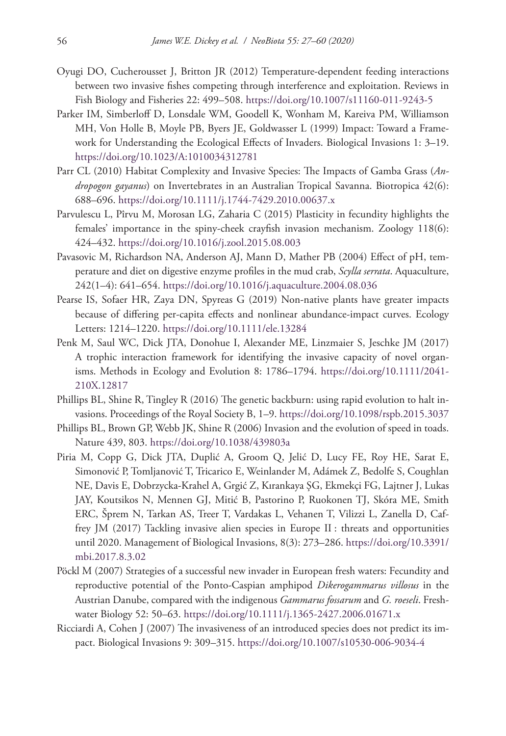Oyugi DO, Cucherousset J, Britton JR (2012) Temperature-dependent feeding interactions between two invasive fishes competing through interference and exploitation. Reviews in Fish Biology and Fisheries 22: 499–508. https://doi.org/10.1007/s11160-011-9243-5

Parker IM, Simberloff D, Lonsdale WM, Goodell K, Wonham M, Kareiva PM, Williamson MH, Von Holle B, Moyle PB, Byers JE, Goldwasser L (1999) Impact: Toward a Framework for Understanding the Ecological Effects of Invaders. Biological Invasions 1: 3–19. https://doi.org/10.1023/A:1010034312781

Parr CL (2010) Habitat Complexity and Invasive Species: The Impacts of Gamba Grass (*Andropogon gayanus*) on Invertebrates in an Australian Tropical Savanna. Biotropica 42(6): 688–696. https://doi.org/10.1111/j.1744-7429.2010.00637.x

Parvulescu L, Pîrvu M, Morosan LG, Zaharia C (2015) Plasticity in fecundity highlights the females' importance in the spiny-cheek crayfish invasion mechanism. Zoology 118(6): 424–432. https://doi.org/10.1016/j.zool.2015.08.003

Pavasovic M, Richardson NA, Anderson AJ, Mann D, Mather PB (2004) Effect of pH, temperature and diet on digestive enzyme profiles in the mud crab, *Scylla serrata*. Aquaculture, 242(1–4): 641–654. https://doi.org/10.1016/j.aquaculture.2004.08.036

Pearse IS, Sofaer HR, Zaya DN, Spyreas G (2019) Non-native plants have greater impacts because of differing per-capita effects and nonlinear abundance-impact curves. Ecology Letters: 1214–1220. https://doi.org/10.1111/ele.13284

Penk M, Saul WC, Dick JTA, Donohue I, Alexander ME, Linzmaier S, Jeschke JM (2017) A trophic interaction framework for identifying the invasive capacity of novel organisms. Methods in Ecology and Evolution 8: 1786–1794. https://doi.org/10.1111/2041-210X.12817

Phillips BL, Shine R, Tingley R (2016) The genetic backburn: using rapid evolution to halt invasions. Proceedings of the Royal Society B, 1–9. https://doi.org/10.1098/rspb.2015.3037

Phillips BL, Brown GP, Webb JK, Shine R (2006) Invasion and the evolution of speed in toads. Nature 439, 803. https://doi.org/10.1038/439803a

Piria M, Copp G, Dick JTA, Duplić A, Groom Q, Jelić D, Lucy FE, Roy HE, Sarat E, Simonović P, Tomljanović T, Tricarico E, Weinlander M, Adámek Z, Bedolfe S, Coughlan NE, Davis E, Dobrzycka-Krahel A, Grgić Z, Kırankaya ŞG, Ekmekçi FG, Lajtner J, Lukas JAY, Koutsikos N, Mennen GJ, Mitić B, Pastorino P, Ruokonen TJ, Skóra ME, Smith ERC, Šprem N, Tarkan AS, Treer T, Vardakas L, Vehanen T, Vilizzi L, Zanella D, Caffrey JM (2017) Tackling invasive alien species in Europe II : threats and opportunities until 2020. Management of Biological Invasions, 8(3): 273–286. https://doi.org/10.3391/mbi.2017.8.3.02

Pöckl M (2007) Strategies of a successful new invader in European fresh waters: Fecundity and reproductive potential of the Ponto-Caspian amphipod *Dikerogammarus villosus* in the Austrian Danube, compared with the indigenous *Gammarus fossarum* and *G. roeseli*. Freshwater Biology 52: 50–63. https://doi.org/10.1111/j.1365-2427.2006.01671.x

Ricciardi A, Cohen J (2007) The invasiveness of an introduced species does not predict its impact. Biological Invasions 9: 309–315. https://doi.org/10.1007/s10530-006-9034-4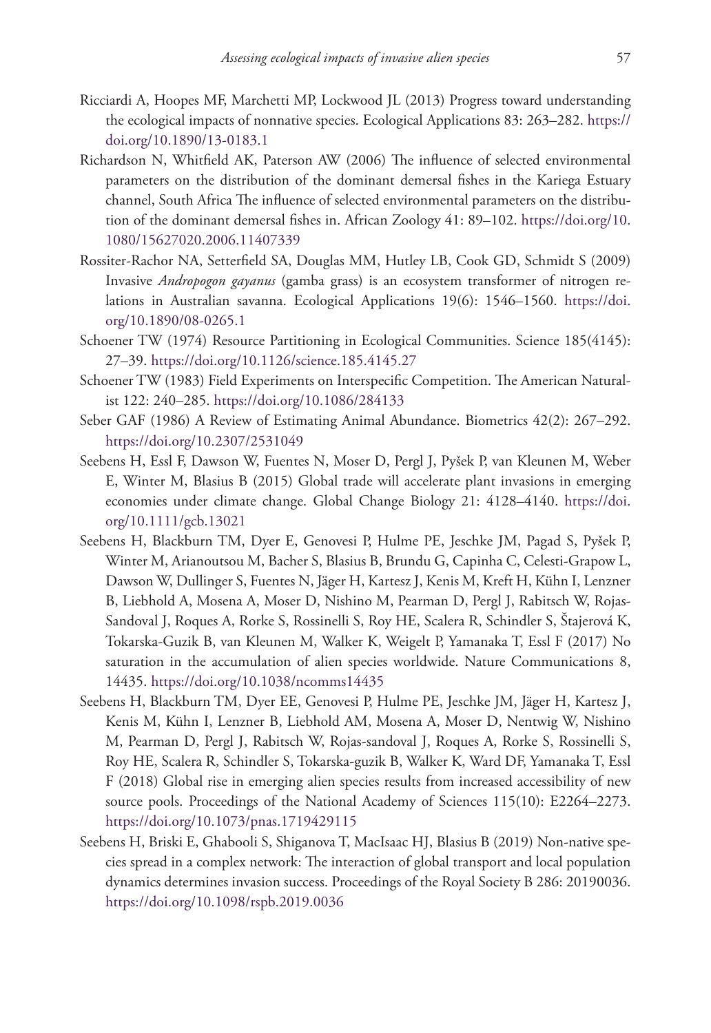Ricciardi A, Hoopes MF, Marchetti MP, Lockwood JL (2013) Progress toward understanding the ecological impacts of nonnative species. Ecological Applications 83: 263–282. https://doi.org/10.1890/13-0183.1

Richardson N, Whitfield AK, Paterson AW (2006) The influence of selected environmental parameters on the distribution of the dominant demersal fishes in the Kariega Estuary channel, South Africa The influence of selected environmental parameters on the distribution of the dominant demersal fishes in. African Zoology 41: 89–102. https://doi.org/10.1080/15627020.2006.11407339

Rossiter-Rachor NA, Setterfield SA, Douglas MM, Hutley LB, Cook GD, Schmidt S (2009) Invasive *Andropogon gayanus* (gamba grass) is an ecosystem transformer of nitrogen relations in Australian savanna. Ecological Applications 19(6): 1546–1560. https://doi.org/10.1890/08-0265.1

Schoener TW (1974) Resource Partitioning in Ecological Communities. Science 185(4145): 27–39. https://doi.org/10.1126/science.185.4145.27

Schoener TW (1983) Field Experiments on Interspecific Competition. The American Naturalist 122: 240–285. https://doi.org/10.1086/284133

Seber GAF (1986) A Review of Estimating Animal Abundance. Biometrics 42(2): 267–292. https://doi.org/10.2307/2531049

Seebens H, Essl F, Dawson W, Fuentes N, Moser D, Pergl J, Pyšek P, van Kleunen M, Weber E, Winter M, Blasius B (2015) Global trade will accelerate plant invasions in emerging economies under climate change. Global Change Biology 21: 4128–4140. https://doi.org/10.1111/gcb.13021

Seebens H, Blackburn TM, Dyer E, Genovesi P, Hulme PE, Jeschke JM, Pagad S, Pyšek P, Winter M, Arianoutsou M, Bacher S, Blasius B, Brundu G, Capinha C, Celesti-Grapow L, Dawson W, Dullinger S, Fuentes N, Jäger H, Kartesz J, Kenis M, Kreft H, Kühn I, Lenzner B, Liebhold A, Mosena A, Moser D, Nishino M, Pearman D, Pergl J, Rabitsch W, Rojas-Sandoval J, Roques A, Rorke S, Rossinelli S, Roy HE, Scalera R, Schindler S, Štajerová K, Tokarska-Guzik B, van Kleunen M, Walker K, Weigelt P, Yamanaka T, Essl F (2017) No saturation in the accumulation of alien species worldwide. Nature Communications 8, 14435. https://doi.org/10.1038/ncomms14435

Seebens H, Blackburn TM, Dyer EE, Genovesi P, Hulme PE, Jeschke JM, Jäger H, Kartesz J, Kenis M, Kühn I, Lenzner B, Liebhold AM, Mosena A, Moser D, Nentwig W, Nishino M, Pearman D, Pergl J, Rabitsch W, Rojas-sandoval J, Roques A, Rorke S, Rossinelli S, Roy HE, Scalera R, Schindler S, Tokarska-guzik B, Walker K, Ward DF, Yamanaka T, Essl F (2018) Global rise in emerging alien species results from increased accessibility of new source pools. Proceedings of the National Academy of Sciences 115(10): E2264–2273. https://doi.org/10.1073/pnas.1719429115

Seebens H, Briski E, Ghabooli S, Shiganova T, MacIsaac HJ, Blasius B (2019) Non-native species spread in a complex network: The interaction of global transport and local population dynamics determines invasion success. Proceedings of the Royal Society B 286: 20190036. https://doi.org/10.1098/rspb.2019.0036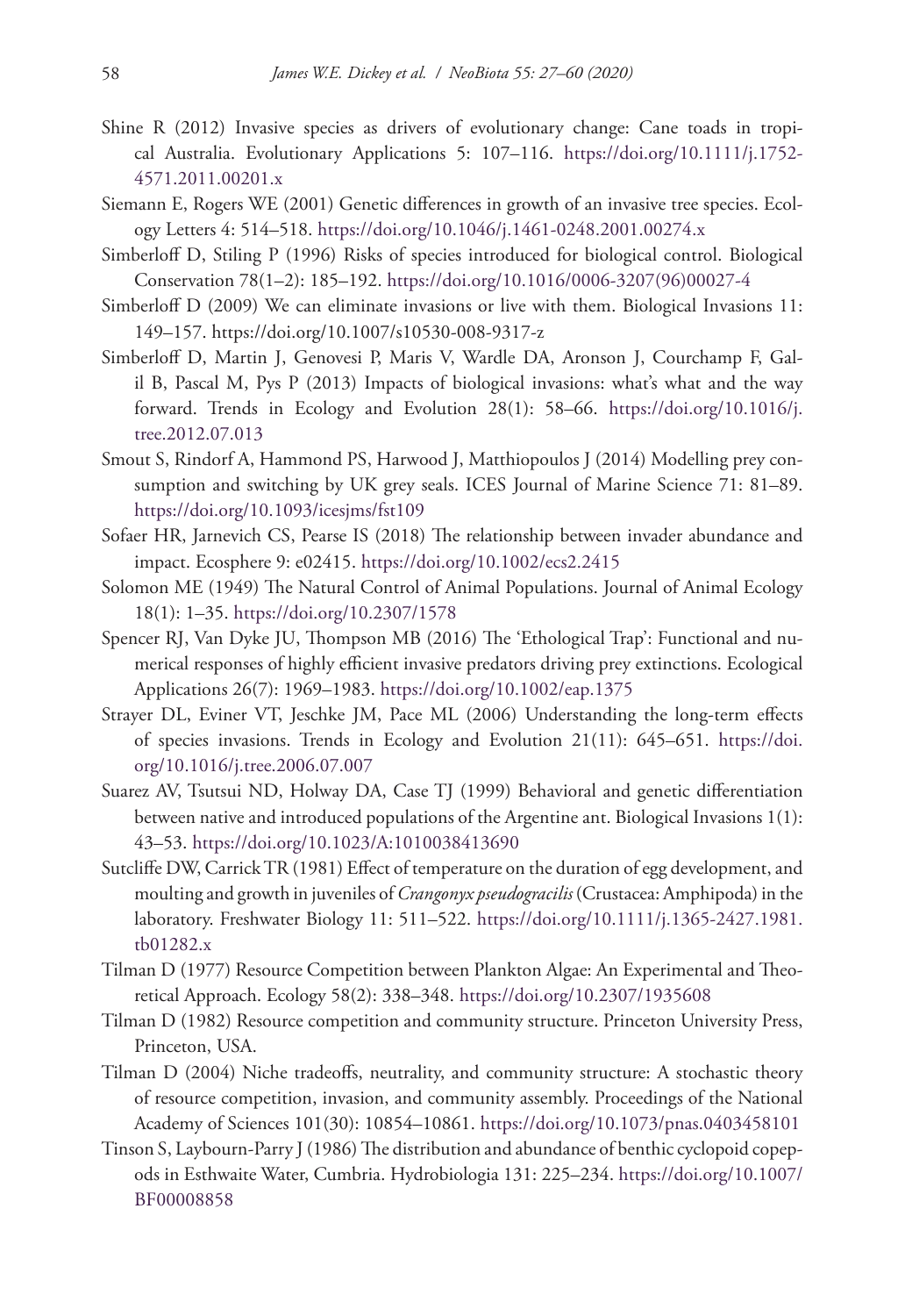Shine R (2012) Invasive species as drivers of evolutionary change: Cane toads in tropical Australia. Evolutionary Applications 5: 107–116. https://doi.org/10.1111/j.1752-4571.2011.00201.x

Siemann E, Rogers WE (2001) Genetic differences in growth of an invasive tree species. Ecology Letters 4: 514–518. https://doi.org/10.1046/j.1461-0248.2001.00274.x

Simberloff D, Stiling P (1996) Risks of species introduced for biological control. Biological Conservation 78(1–2): 185–192. https://doi.org/10.1016/0006-3207(96)00027-4

Simberloff D (2009) We can eliminate invasions or live with them. Biological Invasions 11: 149–157. https://doi.org/10.1007/s10530-008-9317-z

Simberloff D, Martin J, Genovesi P, Maris V, Wardle DA, Aronson J, Courchamp F, Galil B, Pascal M, Pys P (2013) Impacts of biological invasions: what's what and the way forward. Trends in Ecology and Evolution 28(1): 58–66. https://doi.org/10.1016/j.tree.2012.07.013

Smout S, Rindorf A, Hammond PS, Harwood J, Matthiopoulos J (2014) Modelling prey consumption and switching by UK grey seals. ICES Journal of Marine Science 71: 81–89. https://doi.org/10.1093/icesjms/fst109

Sofaer HR, Jarnevich CS, Pearse IS (2018) The relationship between invader abundance and impact. Ecosphere 9: e02415. https://doi.org/10.1002/ecs2.2415

Solomon ME (1949) The Natural Control of Animal Populations. Journal of Animal Ecology 18(1): 1–35. https://doi.org/10.2307/1578

Spencer RJ, Van Dyke JU, Thompson MB (2016) The 'Ethological Trap': Functional and numerical responses of highly efficient invasive predators driving prey extinctions. Ecological Applications 26(7): 1969–1983. https://doi.org/10.1002/eap.1375

Strayer DL, Eviner VT, Jeschke JM, Pace ML (2006) Understanding the long-term effects of species invasions. Trends in Ecology and Evolution 21(11): 645–651. https://doi.org/10.1016/j.tree.2006.07.007

Suarez AV, Tsutsui ND, Holway DA, Case TJ (1999) Behavioral and genetic differentiation between native and introduced populations of the Argentine ant. Biological Invasions 1(1): 43–53. https://doi.org/10.1023/A:1010038413690

Sutcliffe DW, Carrick TR (1981) Effect of temperature on the duration of egg development, and moulting and growth in juveniles of *Crangonyx pseudogracilis* (Crustacea: Amphipoda) in the laboratory. Freshwater Biology 11: 511–522. https://doi.org/10.1111/j.1365-2427.1981.tb01282.x

Tilman D (1977) Resource Competition between Plankton Algae: An Experimental and Theoretical Approach. Ecology 58(2): 338–348. https://doi.org/10.2307/1935608

Tilman D (1982) Resource competition and community structure. Princeton University Press, Princeton, USA.

Tilman D (2004) Niche tradeoffs, neutrality, and community structure: A stochastic theory of resource competition, invasion, and community assembly. Proceedings of the National Academy of Sciences 101(30): 10854–10861. https://doi.org/10.1073/pnas.0403458101

Tinson S, Laybourn-Parry J (1986) The distribution and abundance of benthic cyclopoid copepods in Esthwaite Water, Cumbria. Hydrobiologia 131: 225–234. https://doi.org/10.1007/BF00008858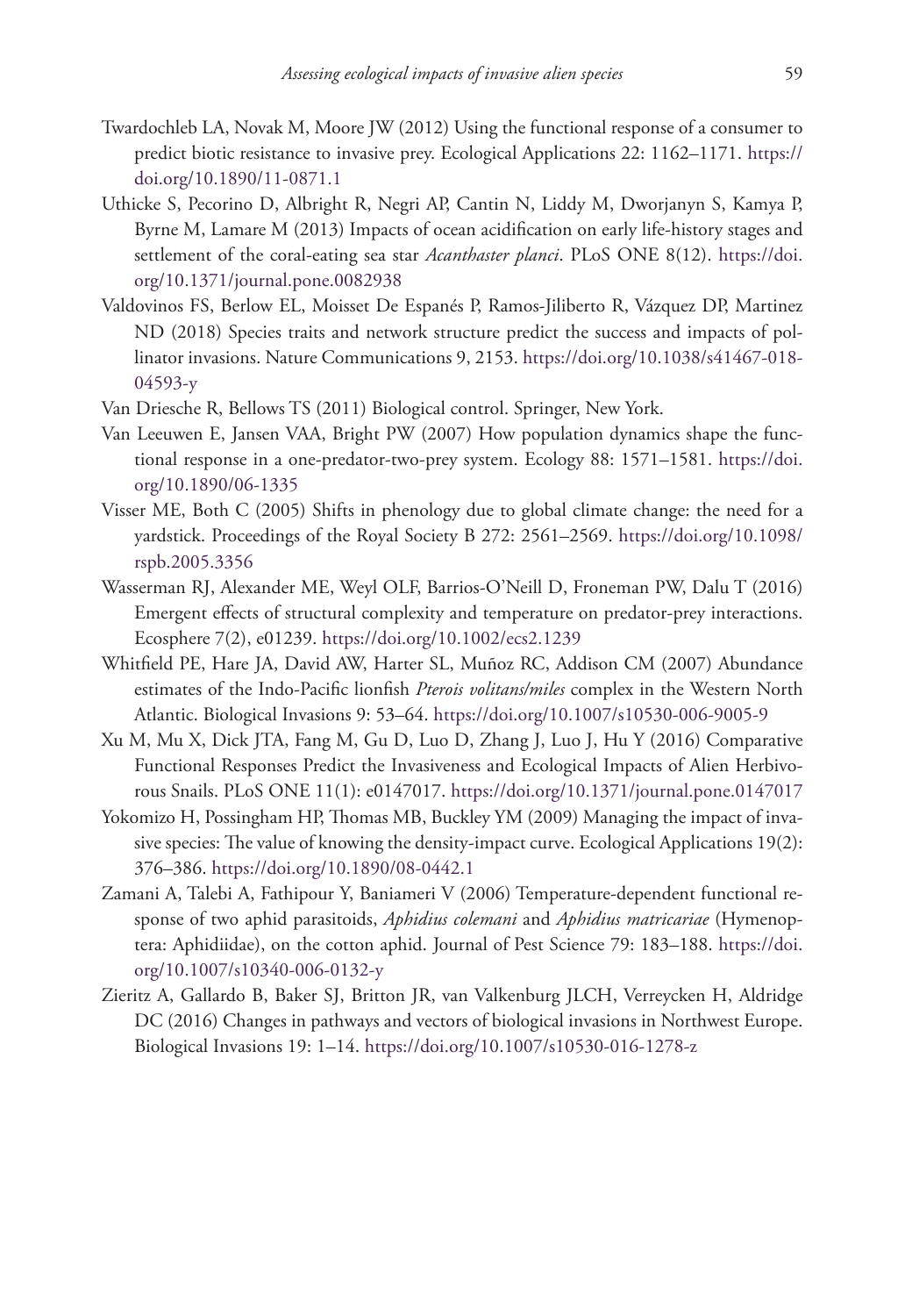Twardochleb LA, Novak M, Moore JW (2012) Using the functional response of a consumer to predict biotic resistance to invasive prey. Ecological Applications 22: 1162–1171. https://doi.org/10.1890/11-0871.1

Uthicke S, Pecorino D, Albright R, Negri AP, Cantin N, Liddy M, Dworjanyn S, Kamya P, Byrne M, Lamare M (2013) Impacts of ocean acidification on early life-history stages and settlement of the coral-eating sea star *Acanthaster planci*. PLoS ONE 8(12). https://doi.org/10.1371/journal.pone.0082938

Valdovinos FS, Berlow EL, Moisset De Espanés P, Ramos-Jiliberto R, Vázquez DP, Martinez ND (2018) Species traits and network structure predict the success and impacts of pollinator invasions. Nature Communications 9, 2153. https://doi.org/10.1038/s41467-018-04593-y

Van Driesche R, Bellows TS (2011) Biological control. Springer, New York.

Van Leeuwen E, Jansen VAA, Bright PW (2007) How population dynamics shape the functional response in a one-predator-two-prey system. Ecology 88: 1571–1581. https://doi.org/10.1890/06-1335

Visser ME, Both C (2005) Shifts in phenology due to global climate change: the need for a yardstick. Proceedings of the Royal Society B 272: 2561–2569. https://doi.org/10.1098/rspb.2005.3356

Wasserman RJ, Alexander ME, Weyl OLF, Barrios-O'Neill D, Froneman PW, Dalu T (2016) Emergent effects of structural complexity and temperature on predator-prey interactions. Ecosphere 7(2), e01239. https://doi.org/10.1002/ecs2.1239

Whitfield PE, Hare JA, David AW, Harter SL, Muñoz RC, Addison CM (2007) Abundance estimates of the Indo-Pacific lionfish *Pterois volitans/miles* complex in the Western North Atlantic. Biological Invasions 9: 53–64. https://doi.org/10.1007/s10530-006-9005-9

Xu M, Mu X, Dick JTA, Fang M, Gu D, Luo D, Zhang J, Luo J, Hu Y (2016) Comparative Functional Responses Predict the Invasiveness and Ecological Impacts of Alien Herbivorous Snails. PLoS ONE 11(1): e0147017. https://doi.org/10.1371/journal.pone.0147017

Yokomizo H, Possingham HP, Thomas MB, Buckley YM (2009) Managing the impact of invasive species: The value of knowing the density-impact curve. Ecological Applications 19(2): 376–386. https://doi.org/10.1890/08-0442.1

Zamani A, Talebi A, Fathipour Y, Baniameri V (2006) Temperature-dependent functional response of two aphid parasitoids, *Aphidius colemani* and *Aphidius matricariae* (Hymenoptera: Aphidiidae), on the cotton aphid. Journal of Pest Science 79: 183–188. https://doi.org/10.1007/s10340-006-0132-y

Zieritz A, Gallardo B, Baker SJ, Britton JR, van Valkenburg JLCH, Verreycken H, Aldridge DC (2016) Changes in pathways and vectors of biological invasions in Northwest Europe. Biological Invasions 19: 1–14. https://doi.org/10.1007/s10530-016-1278-z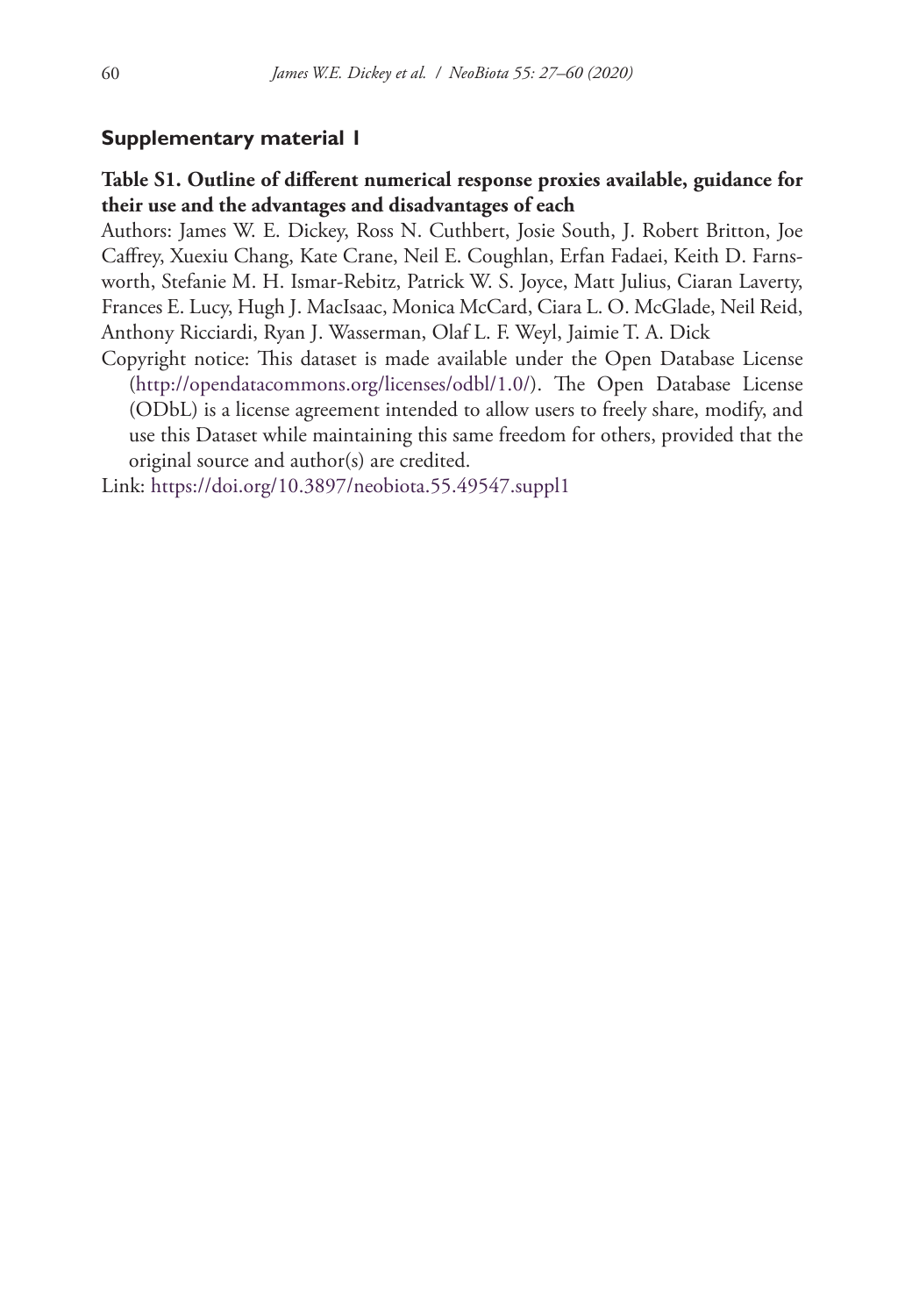## Supplementary material 1

**Table S1. Outline of different numerical response proxies available, guidance for their use and the advantages and disadvantages of each**

Authors: James W. E. Dickey, Ross N. Cuthbert, Josie South, J. Robert Britton, Joe Caffrey, Xuexiu Chang, Kate Crane, Neil E. Coughlan, Erfan Fadaei, Keith D. Farnsworth, Stefanie M. H. Ismar-Rebitz, Patrick W. S. Joyce, Matt Julius, Ciaran Laverty, Frances E. Lucy, Hugh J. MacIsaac, Monica McCard, Ciara L. O. McGlade, Neil Reid, Anthony Ricciardi, Ryan J. Wasserman, Olaf L. F. Weyl, Jaimie T. A. Dick

Copyright notice: This dataset is made available under the Open Database License (http://opendatacommons.org/licenses/odbl/1.0/). The Open Database License (ODbL) is a license agreement intended to allow users to freely share, modify, and use this Dataset while maintaining this same freedom for others, provided that the original source and author(s) are credited.

Link: https://doi.org/10.3897/neobiota.55.49547.suppl1